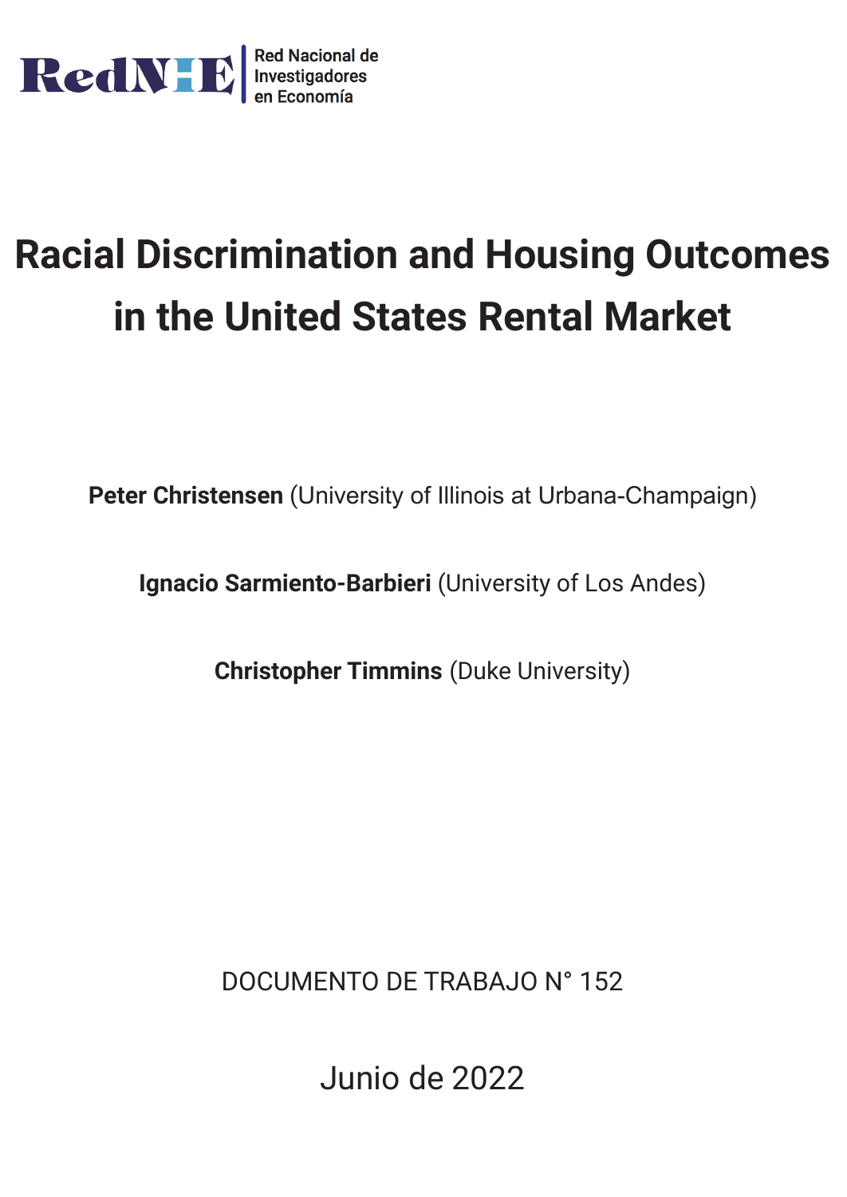RedNIE | Red Nacional de Investigadores en Economía

# Racial Discrimination and Housing Outcomes in the United States Rental Market

**Peter Christensen** (University of Illinois at Urbana-Champaign)

**Ignacio Sarmiento-Barbieri** (University of Los Andes)

**Christopher Timmins** (Duke University)

DOCUMENTO DE TRABAJO N° 152

Junio de 2022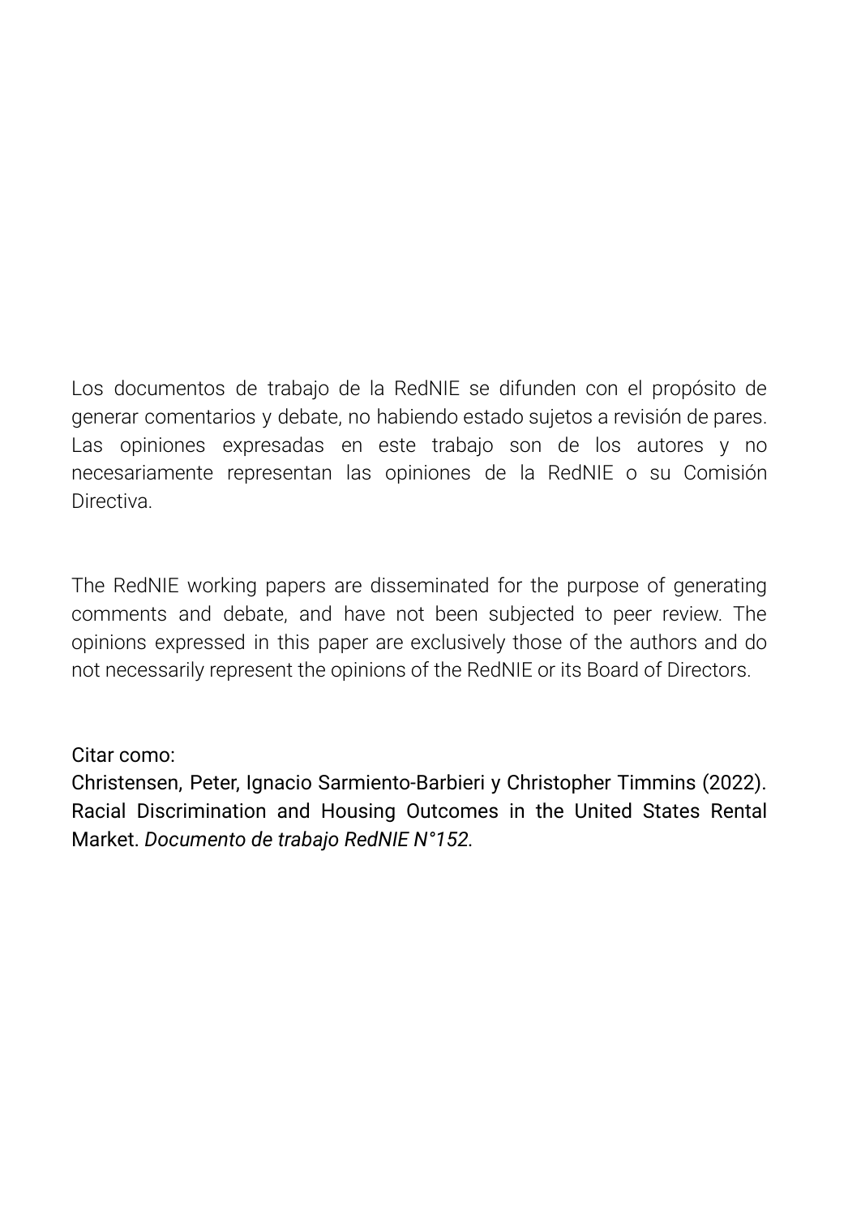Los documentos de trabajo de la RedNIE se difunden con el propósito de generar comentarios y debate, no habiendo estado sujetos a revisión de pares. Las opiniones expresadas en este trabajo son de los autores y no necesariamente representan las opiniones de la RedNIE o su Comisión Directiva.

The RedNIE working papers are disseminated for the purpose of generating comments and debate, and have not been subjected to peer review. The opinions expressed in this paper are exclusively those of the authors and do not necessarily represent the opinions of the RedNIE or its Board of Directors.

Citar como:
Christensen, Peter, Ignacio Sarmiento-Barbieri y Christopher Timmins (2022). Racial Discrimination and Housing Outcomes in the United States Rental Market. *Documento de trabajo RedNIE N°152*.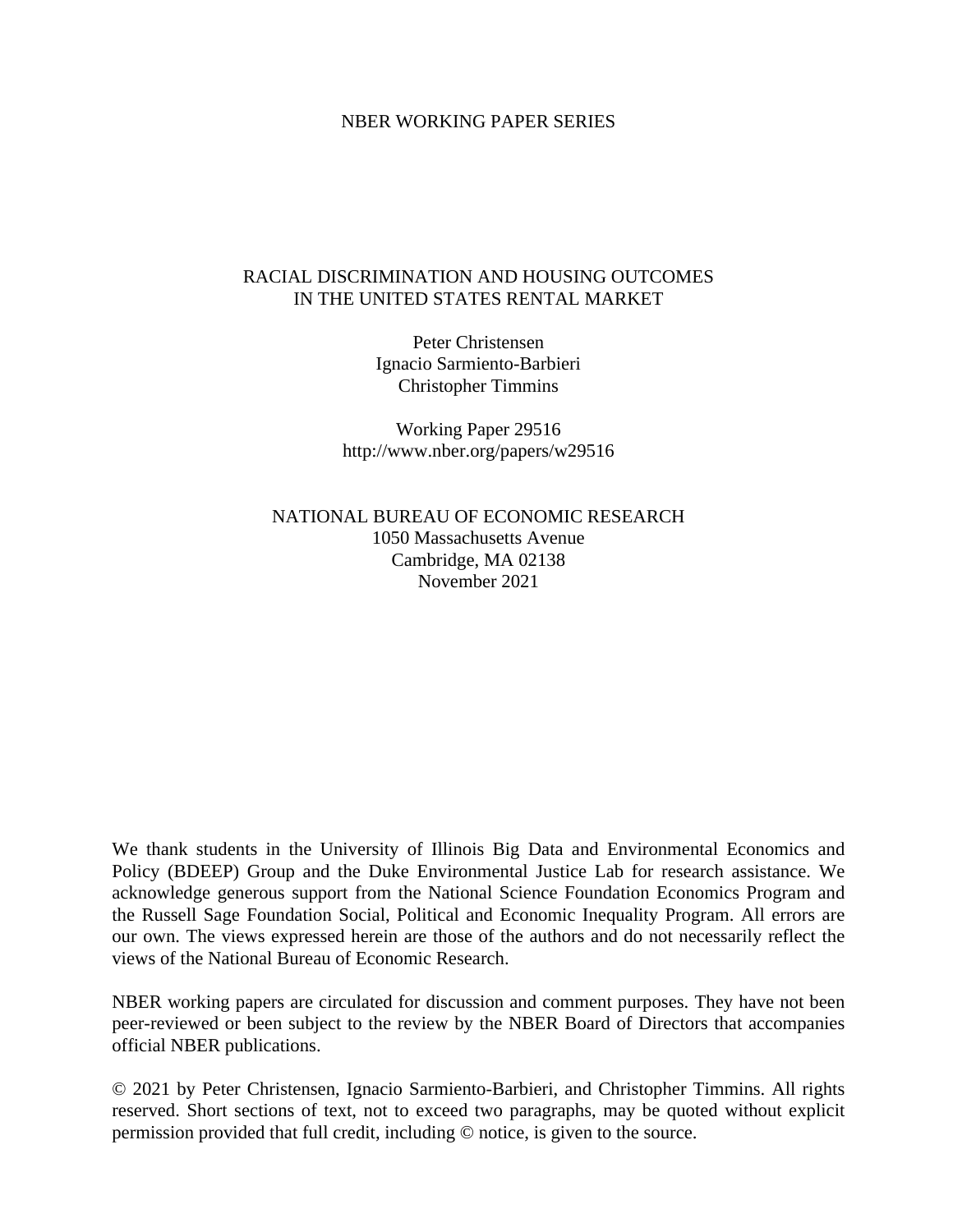NBER WORKING PAPER SERIES

# RACIAL DISCRIMINATION AND HOUSING OUTCOMES IN THE UNITED STATES RENTAL MARKET

Peter Christensen
Ignacio Sarmiento-Barbieri
Christopher Timmins

Working Paper 29516
http://www.nber.org/papers/w29516

NATIONAL BUREAU OF ECONOMIC RESEARCH
1050 Massachusetts Avenue
Cambridge, MA 02138
November 2021

We thank students in the University of Illinois Big Data and Environmental Economics and Policy (BDEEP) Group and the Duke Environmental Justice Lab for research assistance. We acknowledge generous support from the National Science Foundation Economics Program and the Russell Sage Foundation Social, Political and Economic Inequality Program. All errors are our own. The views expressed herein are those of the authors and do not necessarily reflect the views of the National Bureau of Economic Research.

NBER working papers are circulated for discussion and comment purposes. They have not been peer-reviewed or been subject to the review by the NBER Board of Directors that accompanies official NBER publications.

© 2021 by Peter Christensen, Ignacio Sarmiento-Barbieri, and Christopher Timmins. All rights reserved. Short sections of text, not to exceed two paragraphs, may be quoted without explicit permission provided that full credit, including © notice, is given to the source.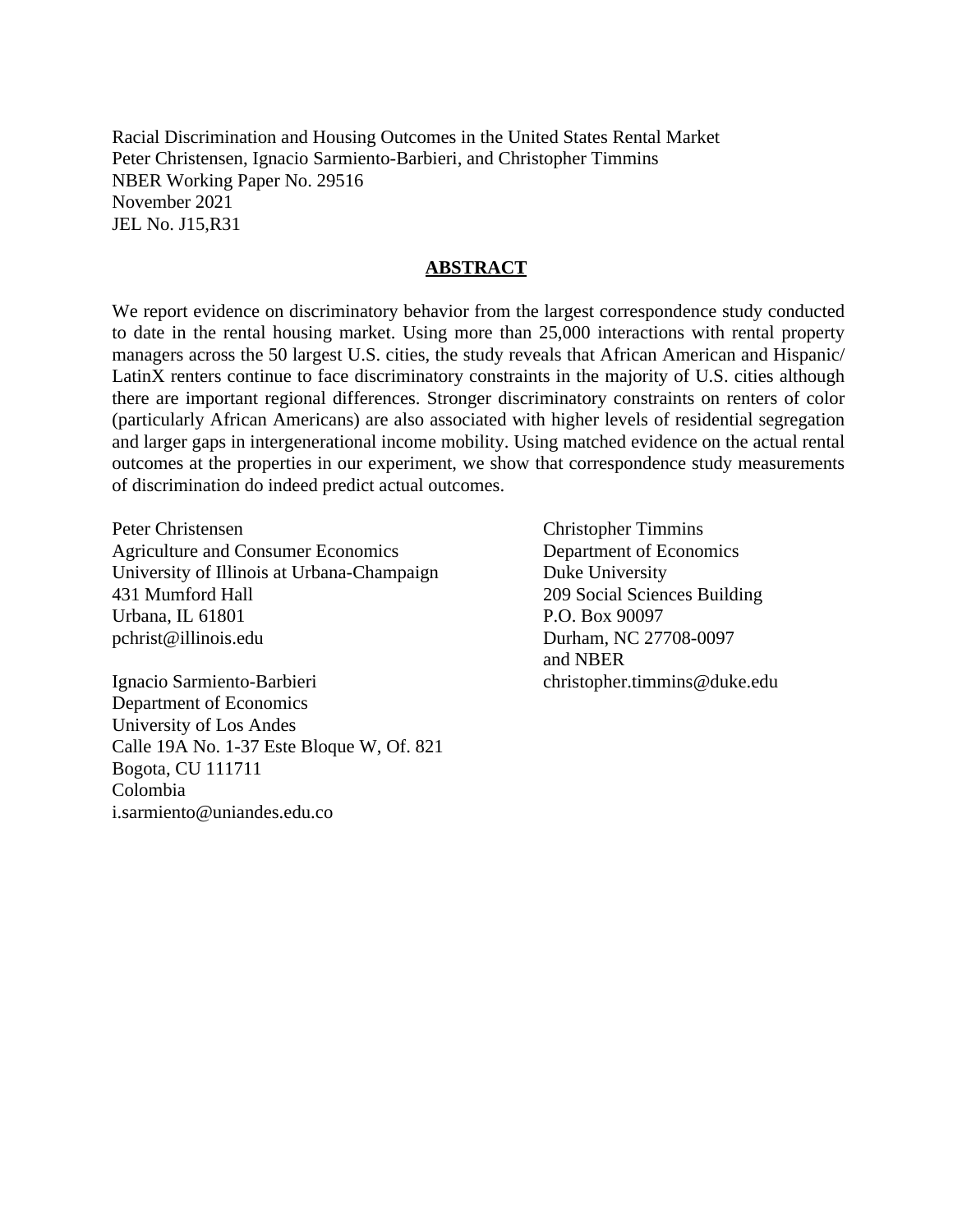Racial Discrimination and Housing Outcomes in the United States Rental Market
Peter Christensen, Ignacio Sarmiento-Barbieri, and Christopher Timmins
NBER Working Paper No. 29516
November 2021
JEL No. J15,R31

## ABSTRACT

We report evidence on discriminatory behavior from the largest correspondence study conducted to date in the rental housing market. Using more than 25,000 interactions with rental property managers across the 50 largest U.S. cities, the study reveals that African American and Hispanic/LatinX renters continue to face discriminatory constraints in the majority of U.S. cities although there are important regional differences. Stronger discriminatory constraints on renters of color (particularly African Americans) are also associated with higher levels of residential segregation and larger gaps in intergenerational income mobility. Using matched evidence on the actual rental outcomes at the properties in our experiment, we show that correspondence study measurements of discrimination do indeed predict actual outcomes.

Peter Christensen
Agriculture and Consumer Economics
University of Illinois at Urbana-Champaign
431 Mumford Hall
Urbana, IL 61801
pchrist@illinois.edu

Ignacio Sarmiento-Barbieri
Department of Economics
University of Los Andes
Calle 19A No. 1-37 Este Bloque W, Of. 821
Bogota, CU 111711
Colombia
i.sarmiento@uniandes.edu.co

Christopher Timmins
Department of Economics
Duke University
209 Social Sciences Building
P.O. Box 90097
Durham, NC 27708-0097
and NBER
christopher.timmins@duke.edu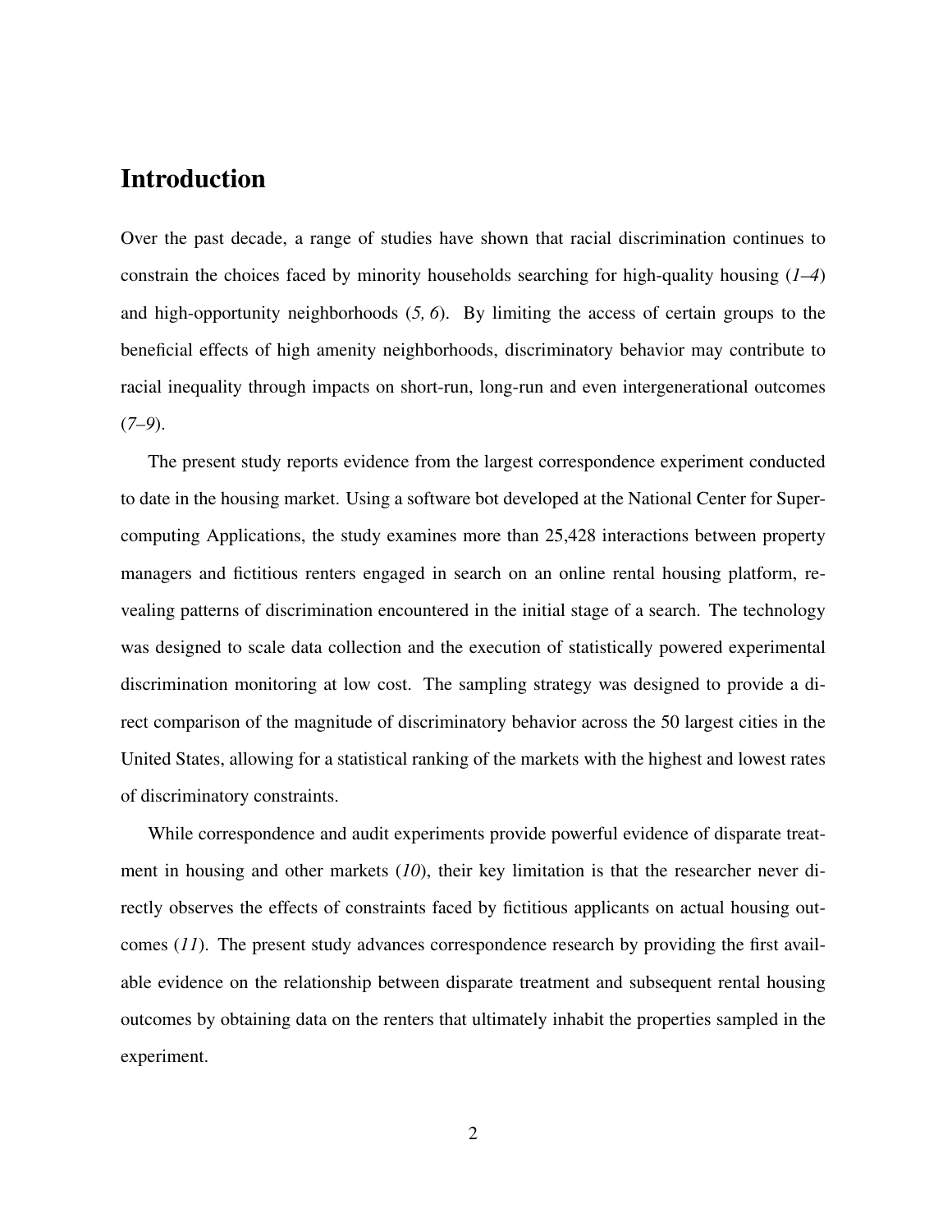# Introduction

Over the past decade, a range of studies have shown that racial discrimination continues to constrain the choices faced by minority households searching for high-quality housing (*1–4*) and high-opportunity neighborhoods (*5, 6*). By limiting the access of certain groups to the beneficial effects of high amenity neighborhoods, discriminatory behavior may contribute to racial inequality through impacts on short-run, long-run and even intergenerational outcomes (*7–9*).

The present study reports evidence from the largest correspondence experiment conducted to date in the housing market. Using a software bot developed at the National Center for Supercomputing Applications, the study examines more than 25,428 interactions between property managers and fictitious renters engaged in search on an online rental housing platform, revealing patterns of discrimination encountered in the initial stage of a search. The technology was designed to scale data collection and the execution of statistically powered experimental discrimination monitoring at low cost. The sampling strategy was designed to provide a direct comparison of the magnitude of discriminatory behavior across the 50 largest cities in the United States, allowing for a statistical ranking of the markets with the highest and lowest rates of discriminatory constraints.

While correspondence and audit experiments provide powerful evidence of disparate treatment in housing and other markets (*10*), their key limitation is that the researcher never directly observes the effects of constraints faced by fictitious applicants on actual housing outcomes (*11*). The present study advances correspondence research by providing the first available evidence on the relationship between disparate treatment and subsequent rental housing outcomes by obtaining data on the renters that ultimately inhabit the properties sampled in the experiment.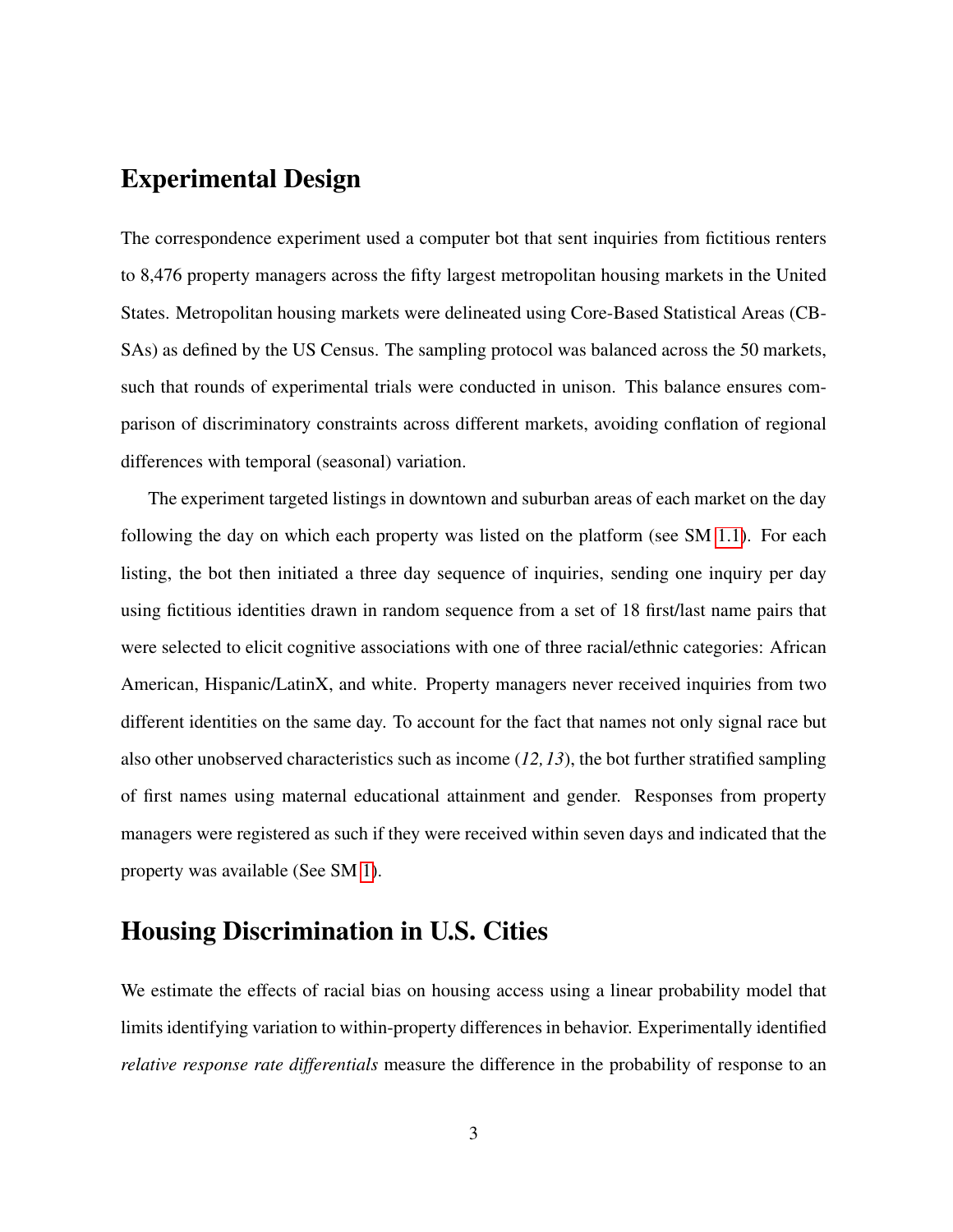## Experimental Design

The correspondence experiment used a computer bot that sent inquiries from fictitious renters to 8,476 property managers across the fifty largest metropolitan housing markets in the United States. Metropolitan housing markets were delineated using Core-Based Statistical Areas (CBSAs) as defined by the US Census. The sampling protocol was balanced across the 50 markets, such that rounds of experimental trials were conducted in unison. This balance ensures comparison of discriminatory constraints across different markets, avoiding conflation of regional differences with temporal (seasonal) variation.

The experiment targeted listings in downtown and suburban areas of each market on the day following the day on which each property was listed on the platform (see SM 1.1). For each listing, the bot then initiated a three day sequence of inquiries, sending one inquiry per day using fictitious identities drawn in random sequence from a set of 18 first/last name pairs that were selected to elicit cognitive associations with one of three racial/ethnic categories: African American, Hispanic/LatinX, and white. Property managers never received inquiries from two different identities on the same day. To account for the fact that names not only signal race but also other unobserved characteristics such as income (*12, 13*), the bot further stratified sampling of first names using maternal educational attainment and gender. Responses from property managers were registered as such if they were received within seven days and indicated that the property was available (See SM 1).

## Housing Discrimination in U.S. Cities

We estimate the effects of racial bias on housing access using a linear probability model that limits identifying variation to within-property differences in behavior. Experimentally identified *relative response rate differentials* measure the difference in the probability of response to an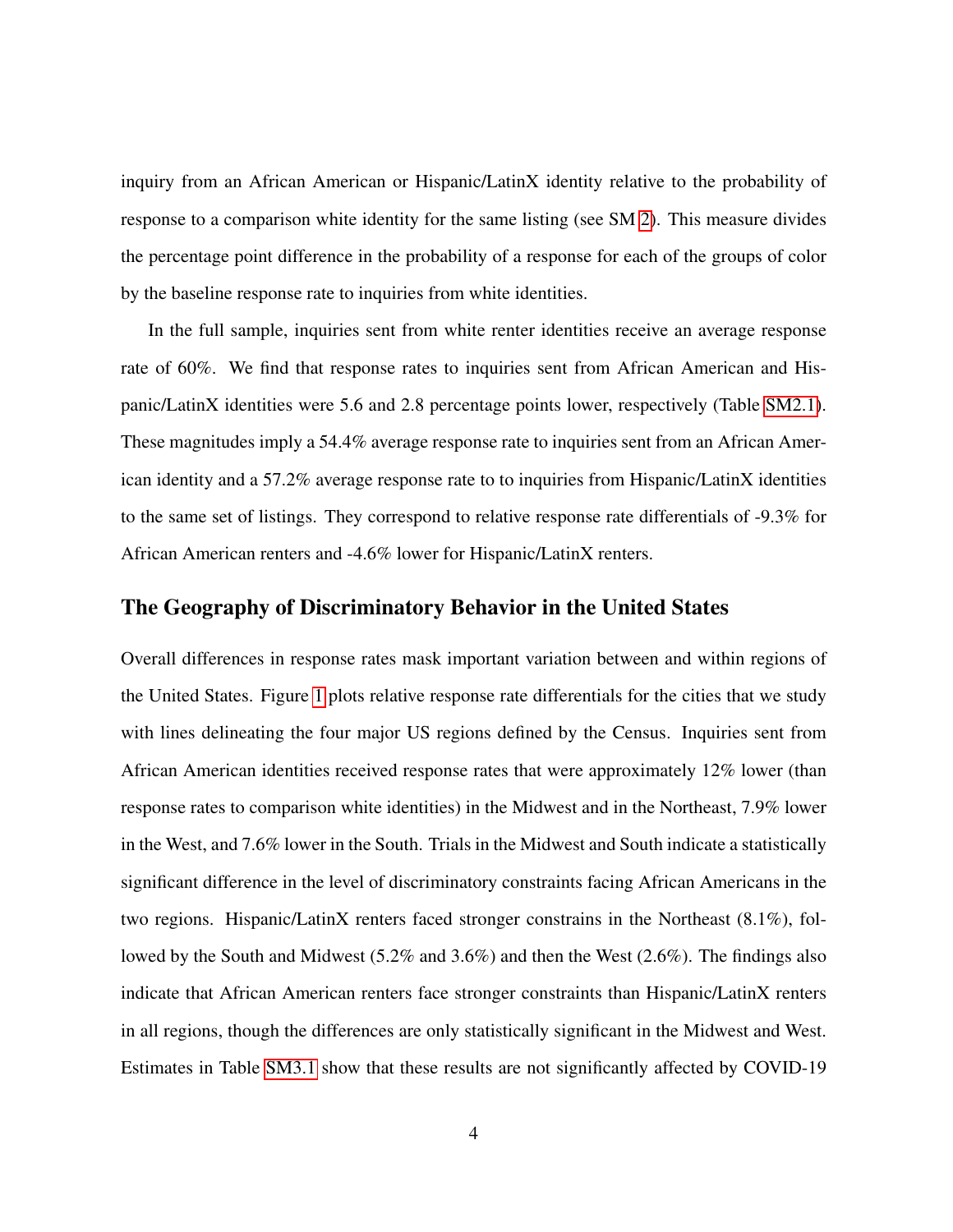inquiry from an African American or Hispanic/LatinX identity relative to the probability of response to a comparison white identity for the same listing (see SM 2). This measure divides the percentage point difference in the probability of a response for each of the groups of color by the baseline response rate to inquiries from white identities.

In the full sample, inquiries sent from white renter identities receive an average response rate of 60%. We find that response rates to inquiries sent from African American and Hispanic/LatinX identities were 5.6 and 2.8 percentage points lower, respectively (Table SM2.1). These magnitudes imply a 54.4% average response rate to inquiries sent from an African American identity and a 57.2% average response rate to to inquiries from Hispanic/LatinX identities to the same set of listings. They correspond to relative response rate differentials of -9.3% for African American renters and -4.6% lower for Hispanic/LatinX renters.

## The Geography of Discriminatory Behavior in the United States

Overall differences in response rates mask important variation between and within regions of the United States. Figure 1 plots relative response rate differentials for the cities that we study with lines delineating the four major US regions defined by the Census. Inquiries sent from African American identities received response rates that were approximately 12% lower (than response rates to comparison white identities) in the Midwest and in the Northeast, 7.9% lower in the West, and 7.6% lower in the South. Trials in the Midwest and South indicate a statistically significant difference in the level of discriminatory constraints facing African Americans in the two regions. Hispanic/LatinX renters faced stronger constrains in the Northeast (8.1%), followed by the South and Midwest (5.2% and 3.6%) and then the West (2.6%). The findings also indicate that African American renters face stronger constraints than Hispanic/LatinX renters in all regions, though the differences are only statistically significant in the Midwest and West. Estimates in Table SM3.1 show that these results are not significantly affected by COVID-19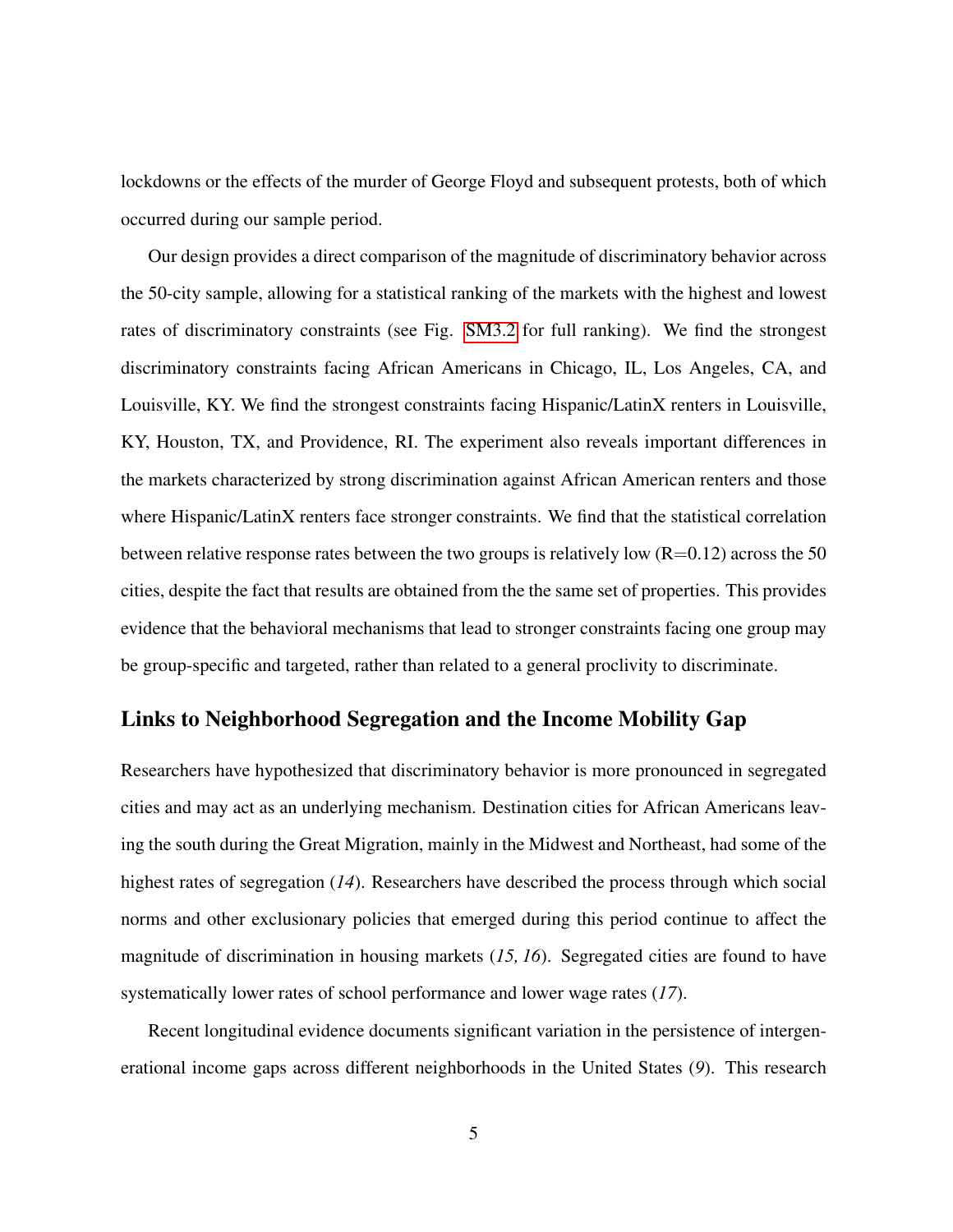lockdowns or the effects of the murder of George Floyd and subsequent protests, both of which occurred during our sample period.

Our design provides a direct comparison of the magnitude of discriminatory behavior across the 50-city sample, allowing for a statistical ranking of the markets with the highest and lowest rates of discriminatory constraints (see Fig. SM3.2 for full ranking). We find the strongest discriminatory constraints facing African Americans in Chicago, IL, Los Angeles, CA, and Louisville, KY. We find the strongest constraints facing Hispanic/LatinX renters in Louisville, KY, Houston, TX, and Providence, RI. The experiment also reveals important differences in the markets characterized by strong discrimination against African American renters and those where Hispanic/LatinX renters face stronger constraints. We find that the statistical correlation between relative response rates between the two groups is relatively low (R=0.12) across the 50 cities, despite the fact that results are obtained from the the same set of properties. This provides evidence that the behavioral mechanisms that lead to stronger constraints facing one group may be group-specific and targeted, rather than related to a general proclivity to discriminate.

## Links to Neighborhood Segregation and the Income Mobility Gap

Researchers have hypothesized that discriminatory behavior is more pronounced in segregated cities and may act as an underlying mechanism. Destination cities for African Americans leaving the south during the Great Migration, mainly in the Midwest and Northeast, had some of the highest rates of segregation (*14*). Researchers have described the process through which social norms and other exclusionary policies that emerged during this period continue to affect the magnitude of discrimination in housing markets (*15, 16*). Segregated cities are found to have systematically lower rates of school performance and lower wage rates (*17*).

Recent longitudinal evidence documents significant variation in the persistence of intergenerational income gaps across different neighborhoods in the United States (*9*). This research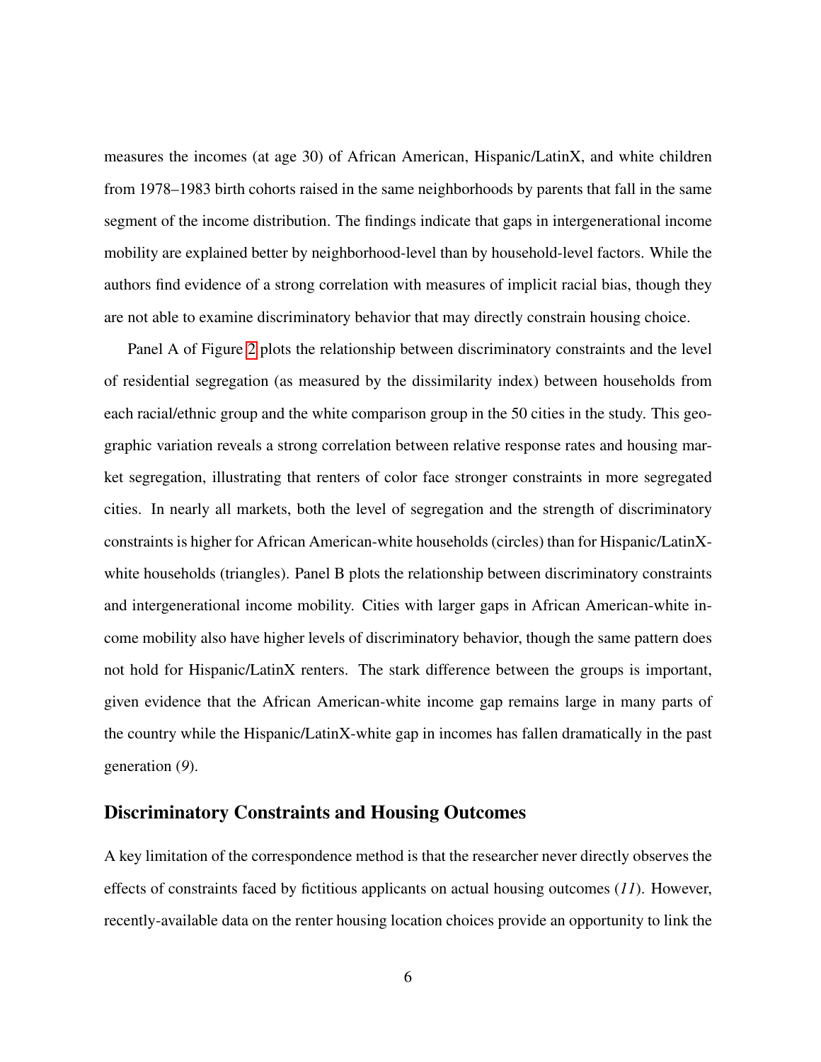measures the incomes (at age 30) of African American, Hispanic/LatinX, and white children from 1978–1983 birth cohorts raised in the same neighborhoods by parents that fall in the same segment of the income distribution. The findings indicate that gaps in intergenerational income mobility are explained better by neighborhood-level than by household-level factors. While the authors find evidence of a strong correlation with measures of implicit racial bias, though they are not able to examine discriminatory behavior that may directly constrain housing choice.

Panel A of Figure 2 plots the relationship between discriminatory constraints and the level of residential segregation (as measured by the dissimilarity index) between households from each racial/ethnic group and the white comparison group in the 50 cities in the study. This geographic variation reveals a strong correlation between relative response rates and housing market segregation, illustrating that renters of color face stronger constraints in more segregated cities. In nearly all markets, both the level of segregation and the strength of discriminatory constraints is higher for African American-white households (circles) than for Hispanic/LatinX-white households (triangles). Panel B plots the relationship between discriminatory constraints and intergenerational income mobility. Cities with larger gaps in African American-white income mobility also have higher levels of discriminatory behavior, though the same pattern does not hold for Hispanic/LatinX renters. The stark difference between the groups is important, given evidence that the African American-white income gap remains large in many parts of the country while the Hispanic/LatinX-white gap in incomes has fallen dramatically in the past generation (*9*).

## Discriminatory Constraints and Housing Outcomes

A key limitation of the correspondence method is that the researcher never directly observes the effects of constraints faced by fictitious applicants on actual housing outcomes (*11*). However, recently-available data on the renter housing location choices provide an opportunity to link the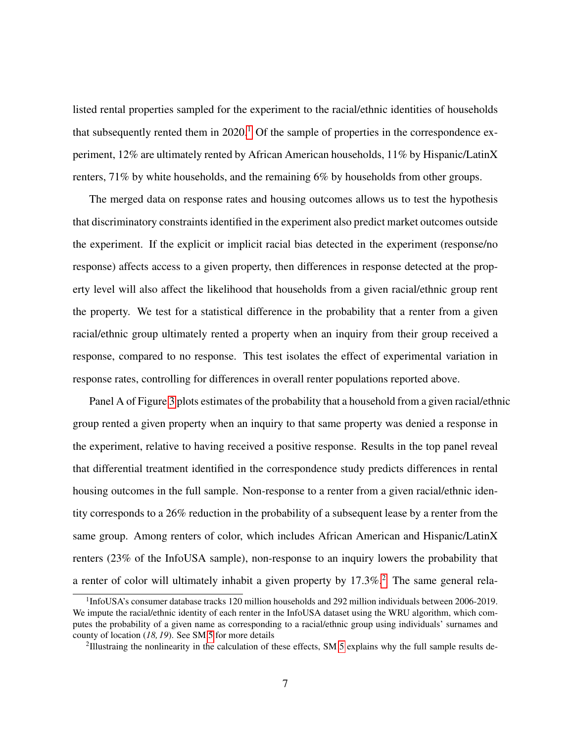listed rental properties sampled for the experiment to the racial/ethnic identities of households that subsequently rented them in 2020.[1] Of the sample of properties in the correspondence experiment, 12% are ultimately rented by African American households, 11% by Hispanic/LatinX renters, 71% by white households, and the remaining 6% by households from other groups.

The merged data on response rates and housing outcomes allows us to test the hypothesis that discriminatory constraints identified in the experiment also predict market outcomes outside the experiment. If the explicit or implicit racial bias detected in the experiment (response/no response) affects access to a given property, then differences in response detected at the property level will also affect the likelihood that households from a given racial/ethnic group rent the property. We test for a statistical difference in the probability that a renter from a given racial/ethnic group ultimately rented a property when an inquiry from their group received a response, compared to no response. This test isolates the effect of experimental variation in response rates, controlling for differences in overall renter populations reported above.

Panel A of Figure 3 plots estimates of the probability that a household from a given racial/ethnic group rented a given property when an inquiry to that same property was denied a response in the experiment, relative to having received a positive response. Results in the top panel reveal that differential treatment identified in the correspondence study predicts differences in rental housing outcomes in the full sample. Non-response to a renter from a given racial/ethnic identity corresponds to a 26% reduction in the probability of a subsequent lease by a renter from the same group. Among renters of color, which includes African American and Hispanic/LatinX renters (23% of the InfoUSA sample), non-response to an inquiry lowers the probability that a renter of color will ultimately inhabit a given property by 17.3%.[2] The same general rela-

[1] InfoUSA's consumer database tracks 120 million households and 292 million individuals between 2006-2019. We impute the racial/ethnic identity of each renter in the InfoUSA dataset using the WRU algorithm, which computes the probability of a given name as corresponding to a racial/ethnic group using individuals' surnames and county of location (*18, 19*). See SM 5 for more details

[2] Illustrating the nonlinearity in the calculation of these effects, SM 5 explains why the full sample results de-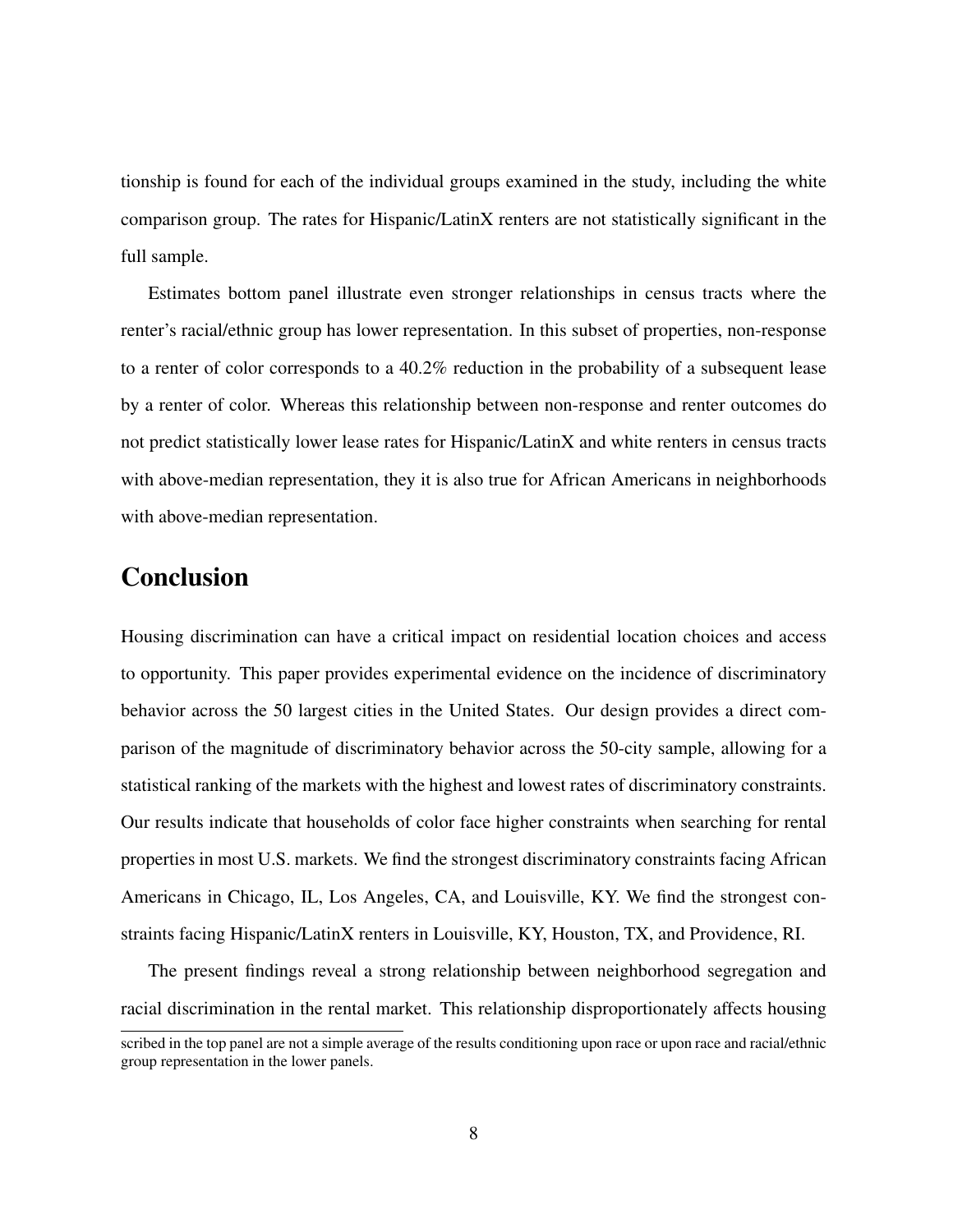tionship is found for each of the individual groups examined in the study, including the white comparison group. The rates for Hispanic/LatinX renters are not statistically significant in the full sample.

Estimates bottom panel illustrate even stronger relationships in census tracts where the renter's racial/ethnic group has lower representation. In this subset of properties, non-response to a renter of color corresponds to a 40.2% reduction in the probability of a subsequent lease by a renter of color. Whereas this relationship between non-response and renter outcomes do not predict statistically lower lease rates for Hispanic/LatinX and white renters in census tracts with above-median representation, they it is also true for African Americans in neighborhoods with above-median representation.

## Conclusion

Housing discrimination can have a critical impact on residential location choices and access to opportunity. This paper provides experimental evidence on the incidence of discriminatory behavior across the 50 largest cities in the United States. Our design provides a direct comparison of the magnitude of discriminatory behavior across the 50-city sample, allowing for a statistical ranking of the markets with the highest and lowest rates of discriminatory constraints. Our results indicate that households of color face higher constraints when searching for rental properties in most U.S. markets. We find the strongest discriminatory constraints facing African Americans in Chicago, IL, Los Angeles, CA, and Louisville, KY. We find the strongest constraints facing Hispanic/LatinX renters in Louisville, KY, Houston, TX, and Providence, RI.

The present findings reveal a strong relationship between neighborhood segregation and racial discrimination in the rental market. This relationship disproportionately affects housing

scribed in the top panel are not a simple average of the results conditioning upon race or upon race and racial/ethnic group representation in the lower panels.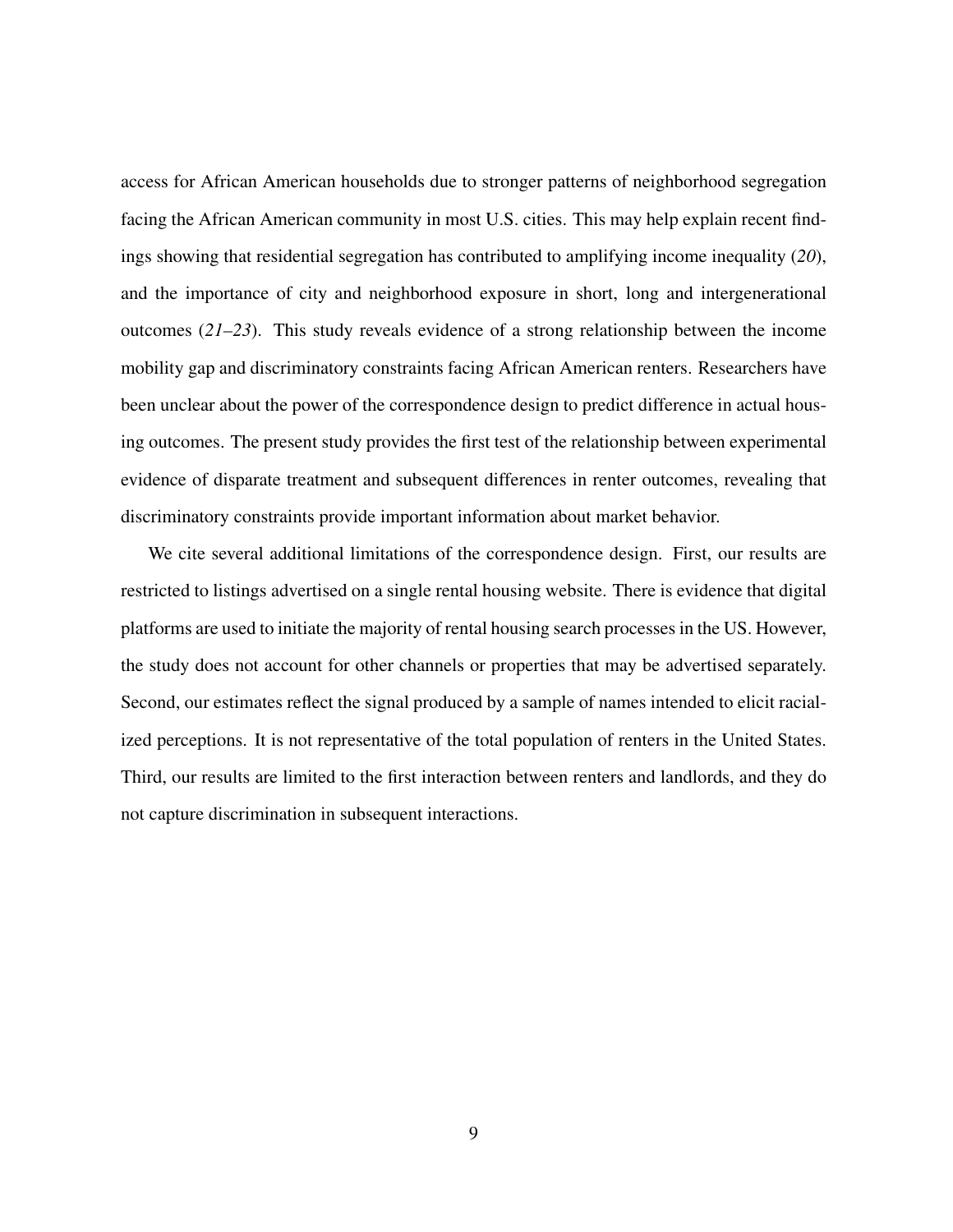access for African American households due to stronger patterns of neighborhood segregation facing the African American community in most U.S. cities. This may help explain recent findings showing that residential segregation has contributed to amplifying income inequality (*20*), and the importance of city and neighborhood exposure in short, long and intergenerational outcomes (*21–23*). This study reveals evidence of a strong relationship between the income mobility gap and discriminatory constraints facing African American renters. Researchers have been unclear about the power of the correspondence design to predict difference in actual housing outcomes. The present study provides the first test of the relationship between experimental evidence of disparate treatment and subsequent differences in renter outcomes, revealing that discriminatory constraints provide important information about market behavior.

We cite several additional limitations of the correspondence design. First, our results are restricted to listings advertised on a single rental housing website. There is evidence that digital platforms are used to initiate the majority of rental housing search processes in the US. However, the study does not account for other channels or properties that may be advertised separately. Second, our estimates reflect the signal produced by a sample of names intended to elicit racialized perceptions. It is not representative of the total population of renters in the United States. Third, our results are limited to the first interaction between renters and landlords, and they do not capture discrimination in subsequent interactions.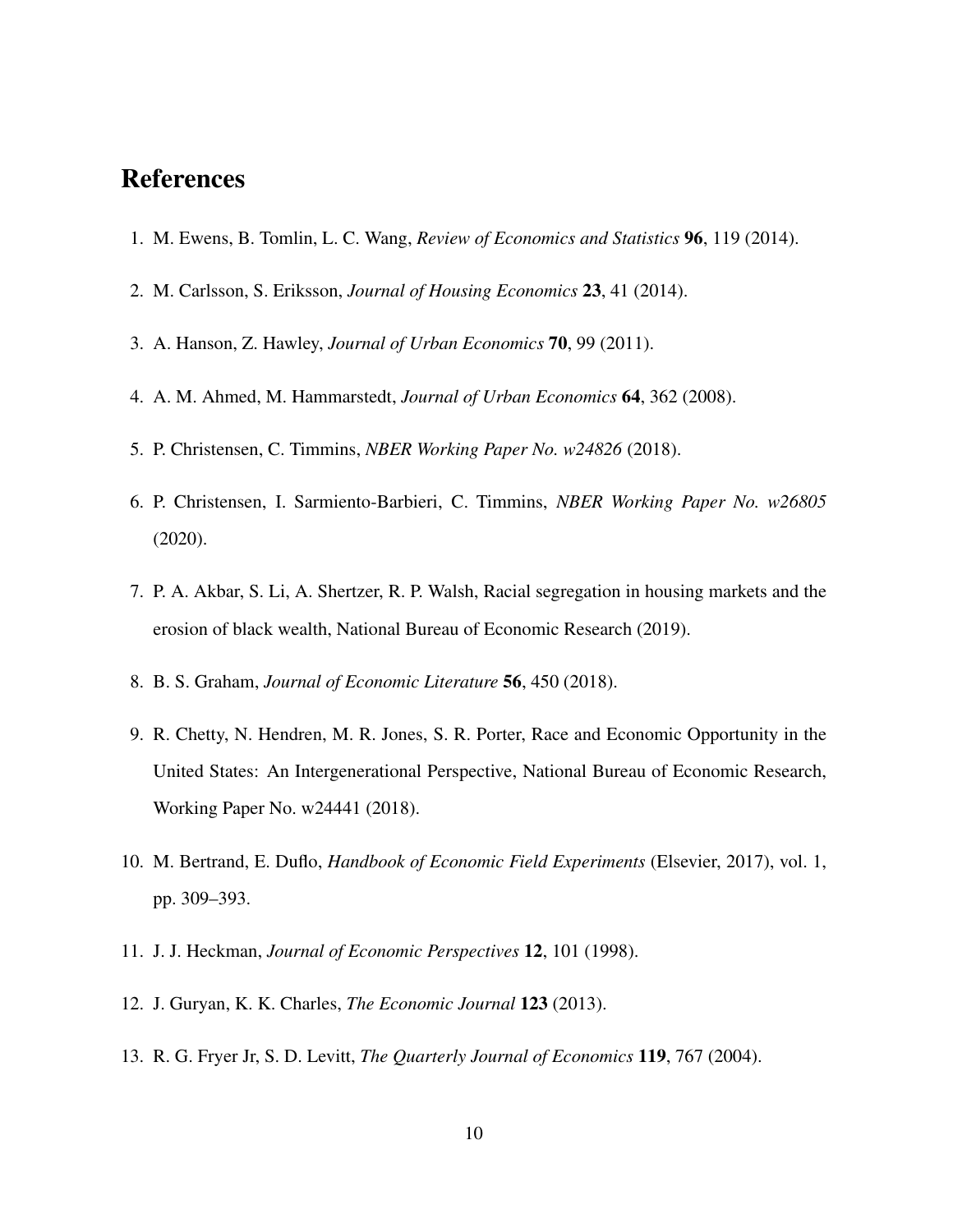## References

1. M. Ewens, B. Tomlin, L. C. Wang, *Review of Economics and Statistics* **96**, 119 (2014).
2. M. Carlsson, S. Eriksson, *Journal of Housing Economics* **23**, 41 (2014).
3. A. Hanson, Z. Hawley, *Journal of Urban Economics* **70**, 99 (2011).
4. A. M. Ahmed, M. Hammarstedt, *Journal of Urban Economics* **64**, 362 (2008).
5. P. Christensen, C. Timmins, *NBER Working Paper No. w24826* (2018).
6. P. Christensen, I. Sarmiento-Barbieri, C. Timmins, *NBER Working Paper No. w26805* (2020).
7. P. A. Akbar, S. Li, A. Shertzer, R. P. Walsh, Racial segregation in housing markets and the erosion of black wealth, National Bureau of Economic Research (2019).
8. B. S. Graham, *Journal of Economic Literature* **56**, 450 (2018).
9. R. Chetty, N. Hendren, M. R. Jones, S. R. Porter, Race and Economic Opportunity in the United States: An Intergenerational Perspective, National Bureau of Economic Research, Working Paper No. w24441 (2018).
10. M. Bertrand, E. Duflo, *Handbook of Economic Field Experiments* (Elsevier, 2017), vol. 1, pp. 309–393.
11. J. J. Heckman, *Journal of Economic Perspectives* **12**, 101 (1998).
12. J. Guryan, K. K. Charles, *The Economic Journal* **123** (2013).
13. R. G. Fryer Jr, S. D. Levitt, *The Quarterly Journal of Economics* **119**, 767 (2004).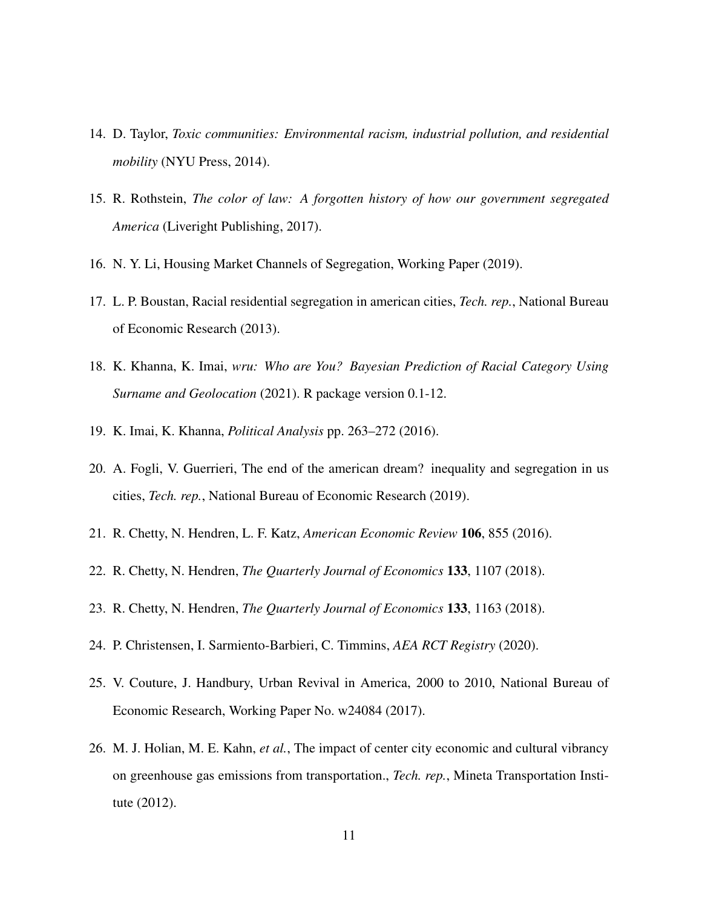14. D. Taylor, *Toxic communities: Environmental racism, industrial pollution, and residential mobility* (NYU Press, 2014).
15. R. Rothstein, *The color of law: A forgotten history of how our government segregated America* (Liveright Publishing, 2017).
16. N. Y. Li, Housing Market Channels of Segregation, Working Paper (2019).
17. L. P. Boustan, Racial residential segregation in american cities, *Tech. rep.*, National Bureau of Economic Research (2013).
18. K. Khanna, K. Imai, *wru: Who are You? Bayesian Prediction of Racial Category Using Surname and Geolocation* (2021). R package version 0.1-12.
19. K. Imai, K. Khanna, *Political Analysis* pp. 263–272 (2016).
20. A. Fogli, V. Guerrieri, The end of the american dream? inequality and segregation in us cities, *Tech. rep.*, National Bureau of Economic Research (2019).
21. R. Chetty, N. Hendren, L. F. Katz, *American Economic Review* **106**, 855 (2016).
22. R. Chetty, N. Hendren, *The Quarterly Journal of Economics* **133**, 1107 (2018).
23. R. Chetty, N. Hendren, *The Quarterly Journal of Economics* **133**, 1163 (2018).
24. P. Christensen, I. Sarmiento-Barbieri, C. Timmins, *AEA RCT Registry* (2020).
25. V. Couture, J. Handbury, Urban Revival in America, 2000 to 2010, National Bureau of Economic Research, Working Paper No. w24084 (2017).
26. M. J. Holian, M. E. Kahn, *et al.*, The impact of center city economic and cultural vibrancy on greenhouse gas emissions from transportation., *Tech. rep.*, Mineta Transportation Institute (2012).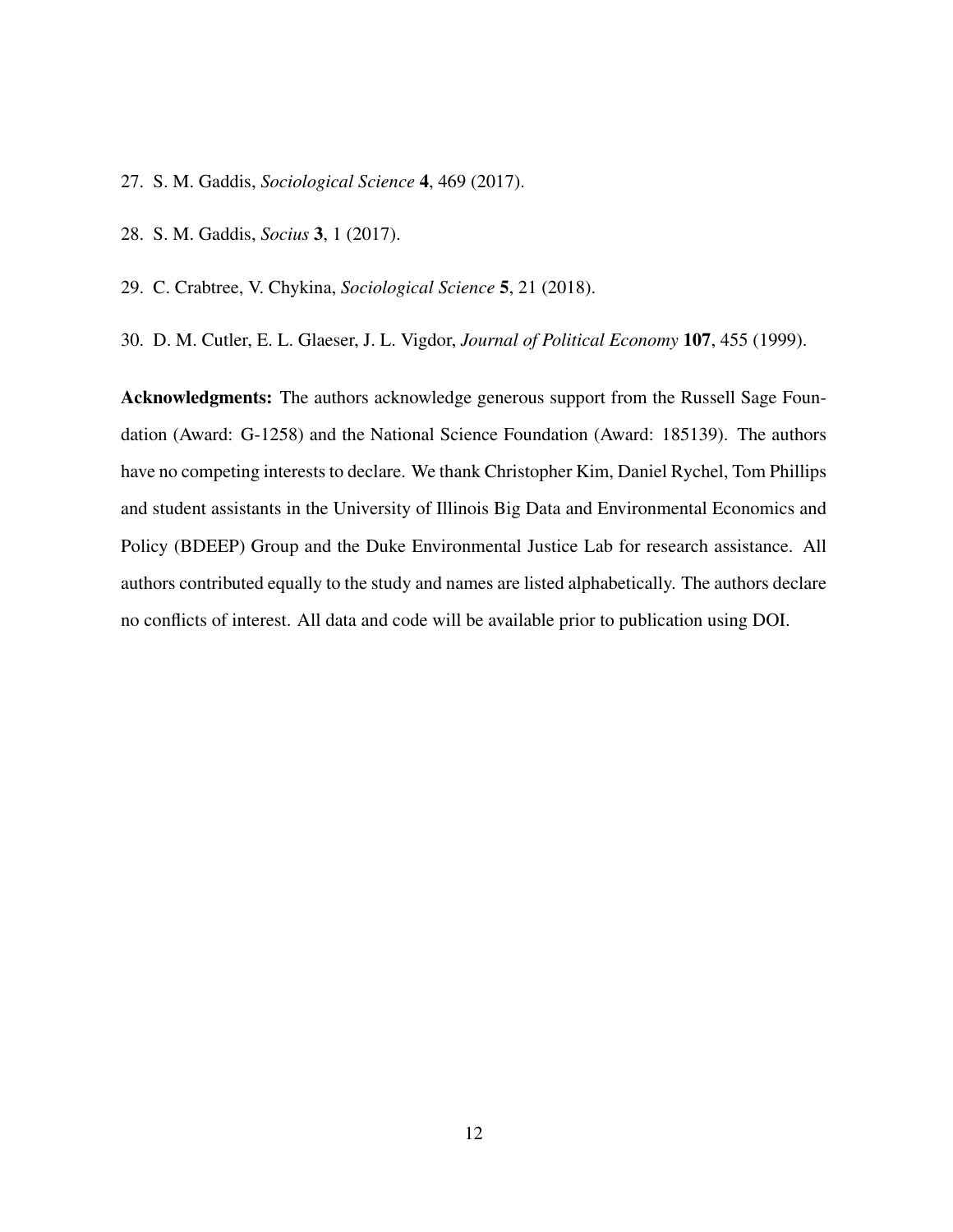27. S. M. Gaddis, *Sociological Science* **4**, 469 (2017).

28. S. M. Gaddis, *Socius* **3**, 1 (2017).

29. C. Crabtree, V. Chykina, *Sociological Science* **5**, 21 (2018).

30. D. M. Cutler, E. L. Glaeser, J. L. Vigdor, *Journal of Political Economy* **107**, 455 (1999).

**Acknowledgments:** The authors acknowledge generous support from the Russell Sage Foundation (Award: G-1258) and the National Science Foundation (Award: 185139). The authors have no competing interests to declare. We thank Christopher Kim, Daniel Rychel, Tom Phillips and student assistants in the University of Illinois Big Data and Environmental Economics and Policy (BDEEP) Group and the Duke Environmental Justice Lab for research assistance. All authors contributed equally to the study and names are listed alphabetically. The authors declare no conflicts of interest. All data and code will be available prior to publication using DOI.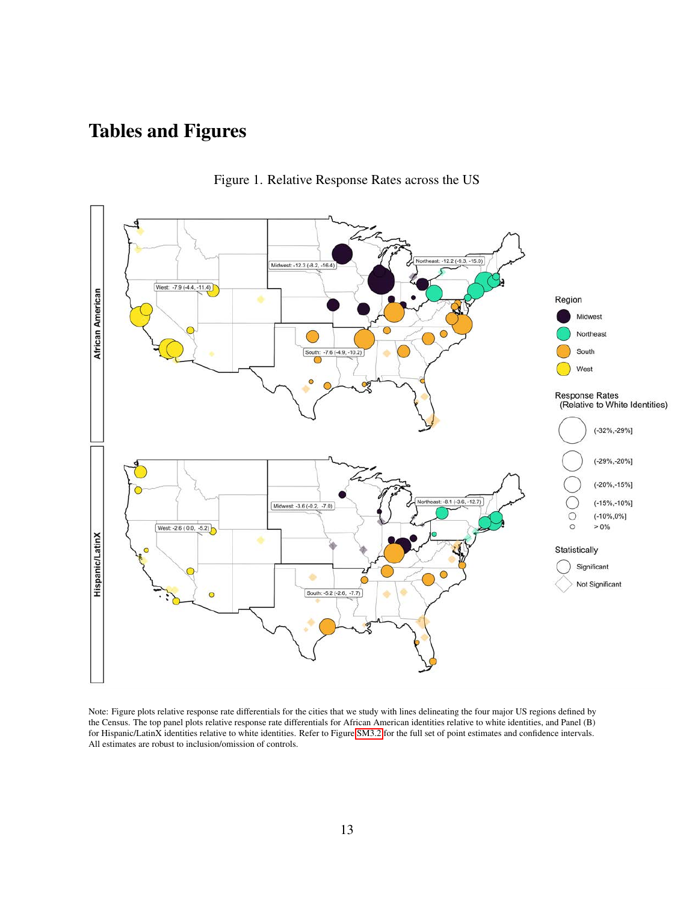# Tables and Figures

Figure 1. Relative Response Rates across the US

Note: Figure plots relative response rate differentials for the cities that we study with lines delineating the four major US regions defined by the Census. The top panel plots relative response rate differentials for African American identities relative to white identities, and Panel (B) for Hispanic/LatinX identities relative to white identities. Refer to Figure SM3.2 for the full set of point estimates and confidence intervals. All estimates are robust to inclusion/omission of controls.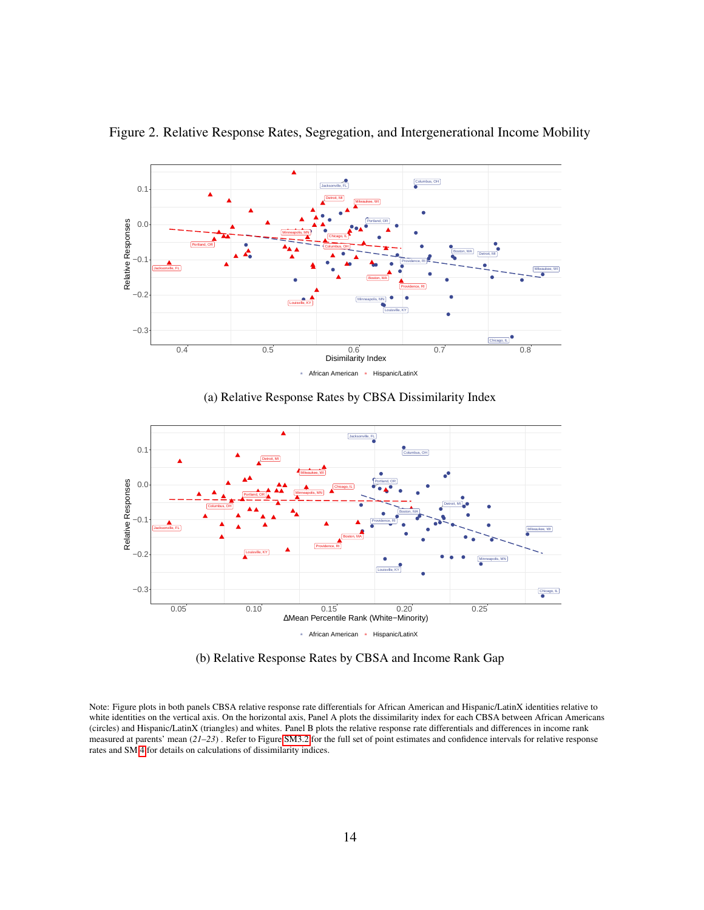Figure 2. Relative Response Rates, Segregation, and Intergenerational Income Mobility

(a) Relative Response Rates by CBSA Dissimilarity Index

(b) Relative Response Rates by CBSA and Income Rank Gap

Note: Figure plots in both panels CBSA relative response rate differentials for African American and Hispanic/LatinX identities relative to white identities on the vertical axis. On the horizontal axis, Panel A plots the dissimilarity index for each CBSA between African Americans (circles) and Hispanic/LatinX (triangles) and whites. Panel B plots the relative response rate differentials and differences in income rank measured at parents' mean (*21–23*) . Refer to Figure SM3.2 for the full set of point estimates and confidence intervals for relative response rates and SM 4 for details on calculations of dissimilarity indices.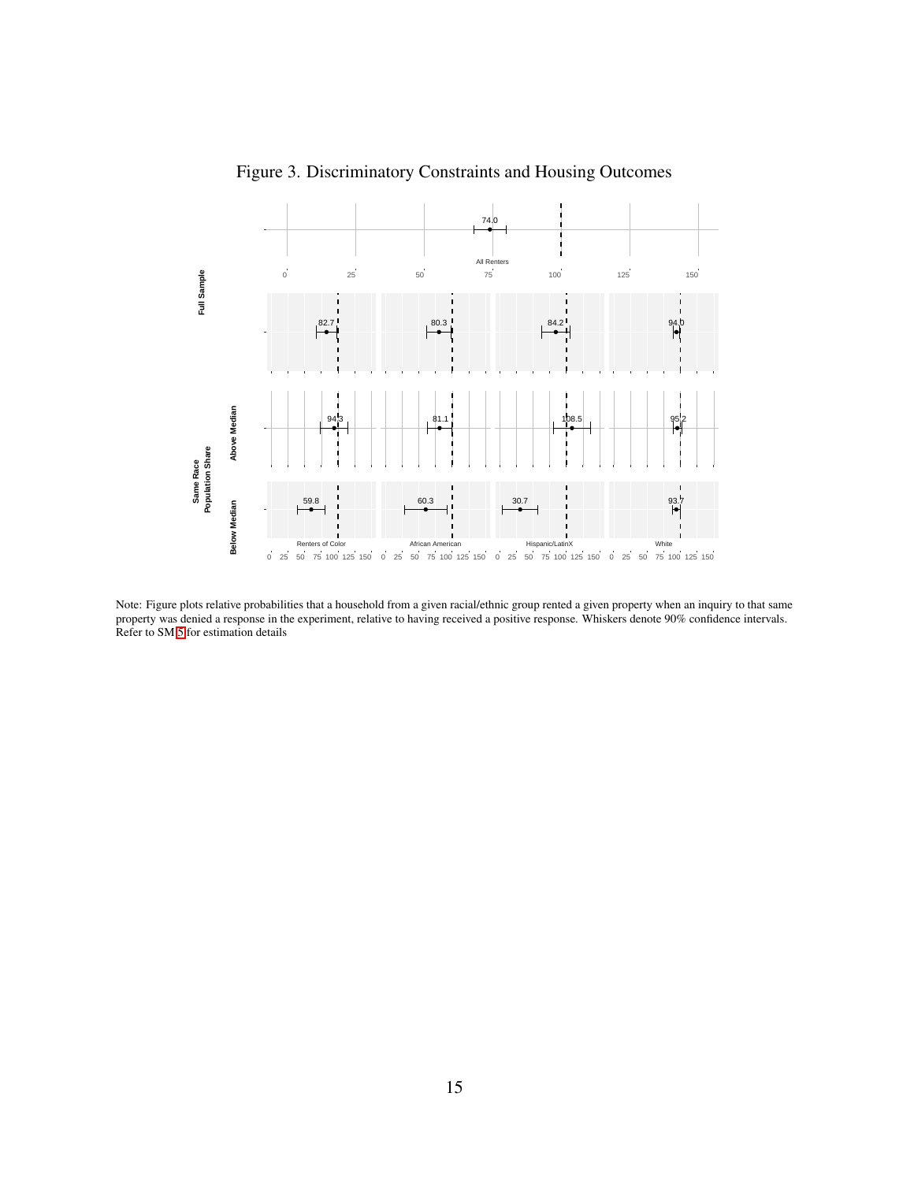Figure 3. Discriminatory Constraints and Housing Outcomes

Note: Figure plots relative probabilities that a household from a given racial/ethnic group rented a given property when an inquiry to that same property was denied a response in the experiment, relative to having received a positive response. Whiskers denote 90% confidence intervals. Refer to SM 5 for estimation details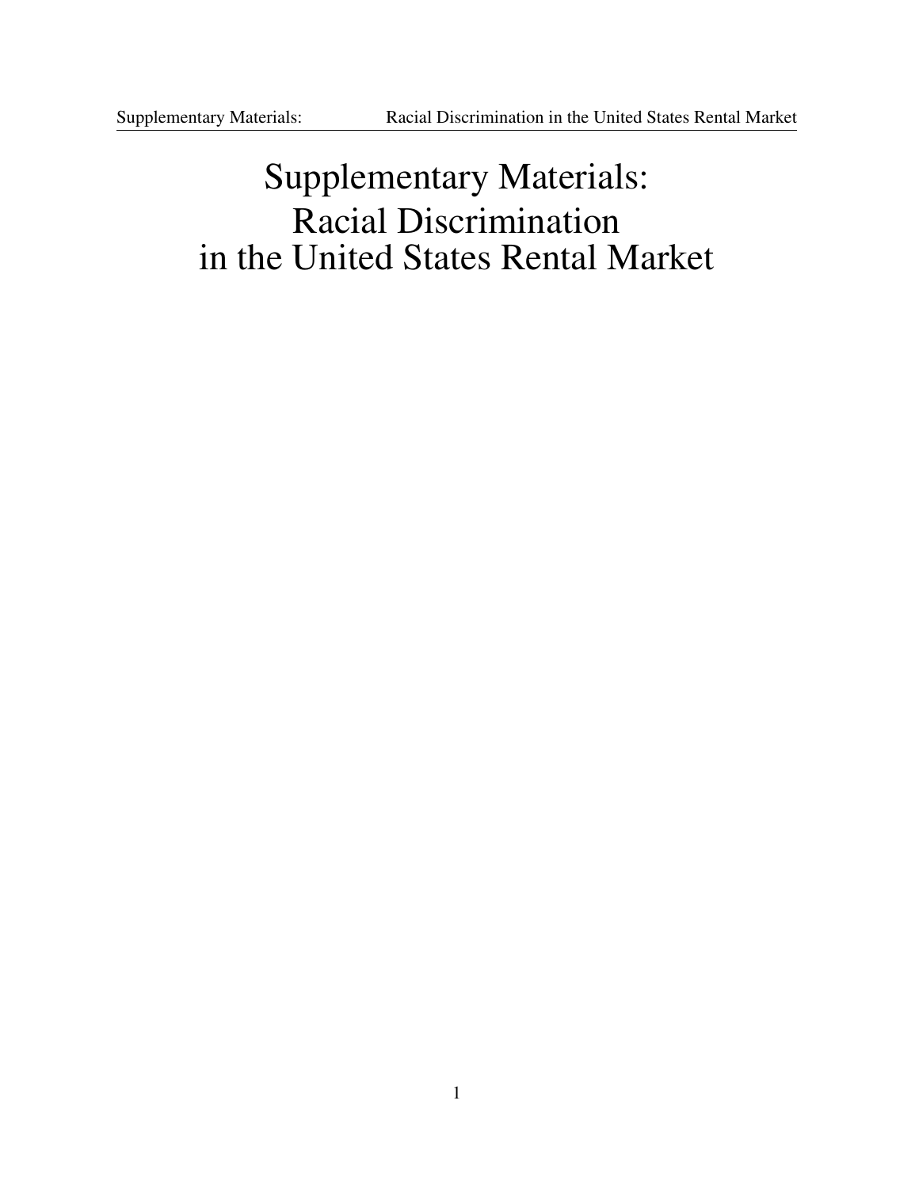# Supplementary Materials: Racial Discrimination in the United States Rental Market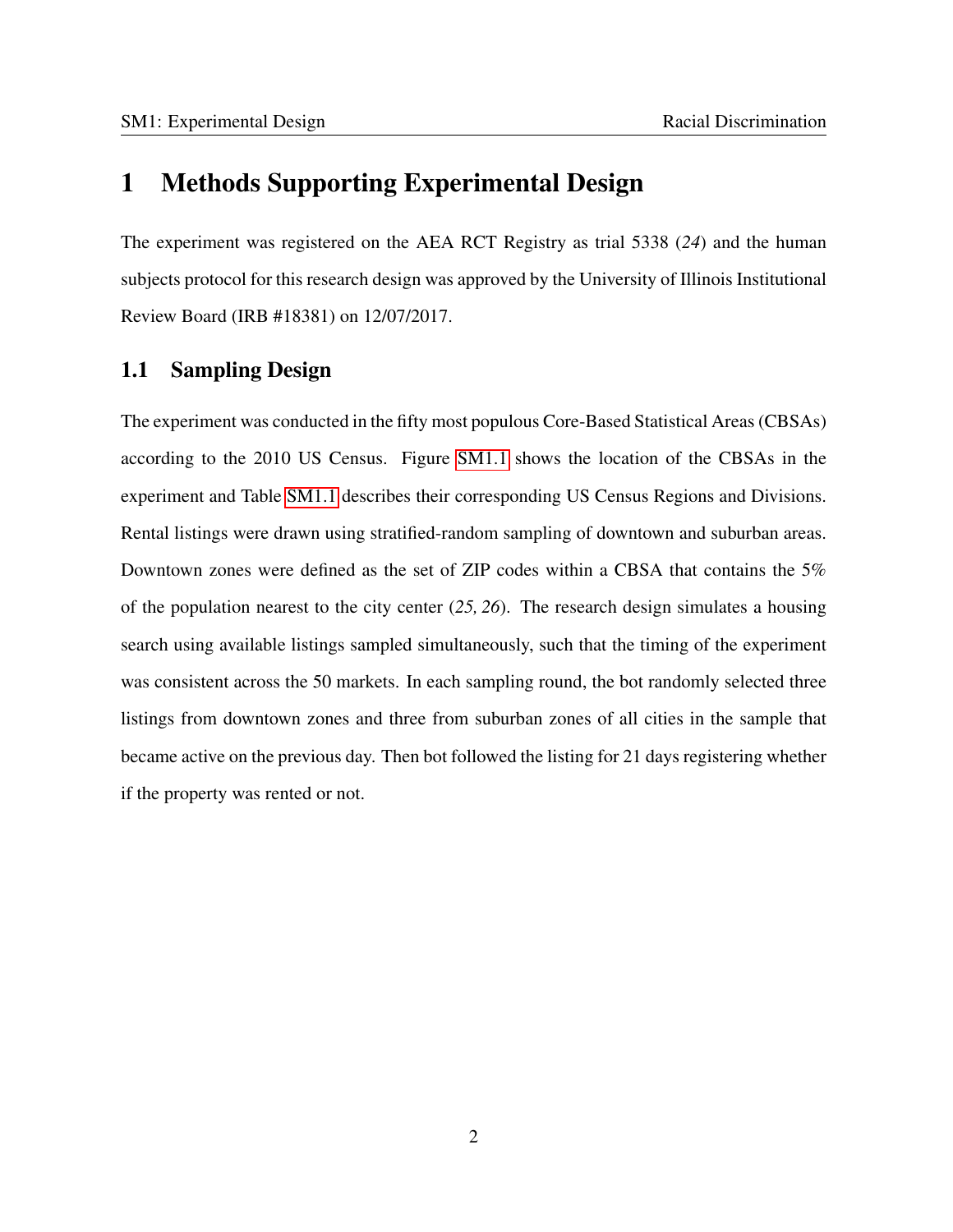# 1 Methods Supporting Experimental Design

The experiment was registered on the AEA RCT Registry as trial 5338 (*24*) and the human subjects protocol for this research design was approved by the University of Illinois Institutional Review Board (IRB #18381) on 12/07/2017.

## 1.1 Sampling Design

The experiment was conducted in the fifty most populous Core-Based Statistical Areas (CBSAs) according to the 2010 US Census. Figure SM1.1 shows the location of the CBSAs in the experiment and Table SM1.1 describes their corresponding US Census Regions and Divisions. Rental listings were drawn using stratified-random sampling of downtown and suburban areas. Downtown zones were defined as the set of ZIP codes within a CBSA that contains the 5% of the population nearest to the city center (*25, 26*). The research design simulates a housing search using available listings sampled simultaneously, such that the timing of the experiment was consistent across the 50 markets. In each sampling round, the bot randomly selected three listings from downtown zones and three from suburban zones of all cities in the sample that became active on the previous day. Then bot followed the listing for 21 days registering whether if the property was rented or not.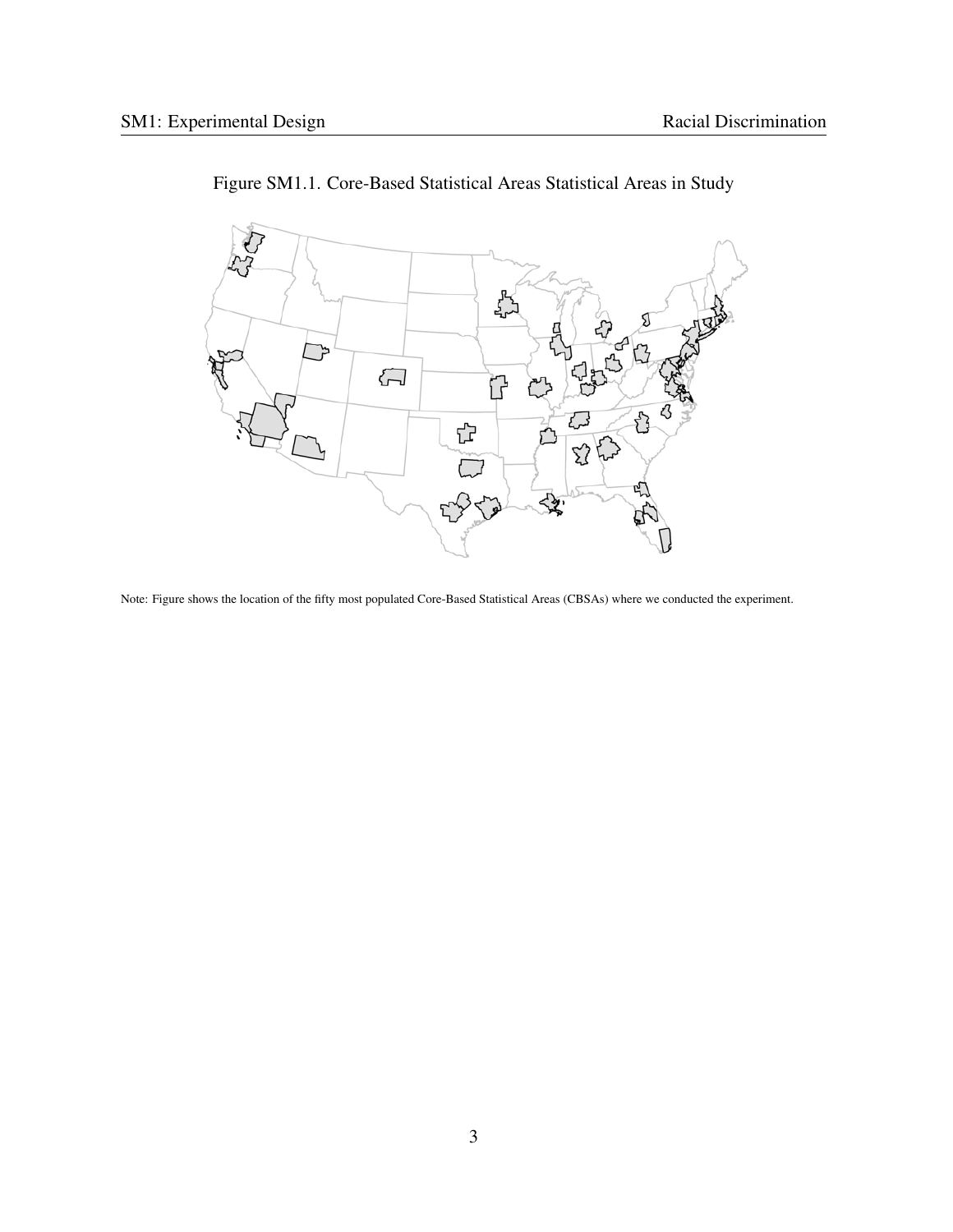Figure SM1.1. Core-Based Statistical Areas Statistical Areas in Study

Note: Figure shows the location of the fifty most populated Core-Based Statistical Areas (CBSAs) where we conducted the experiment.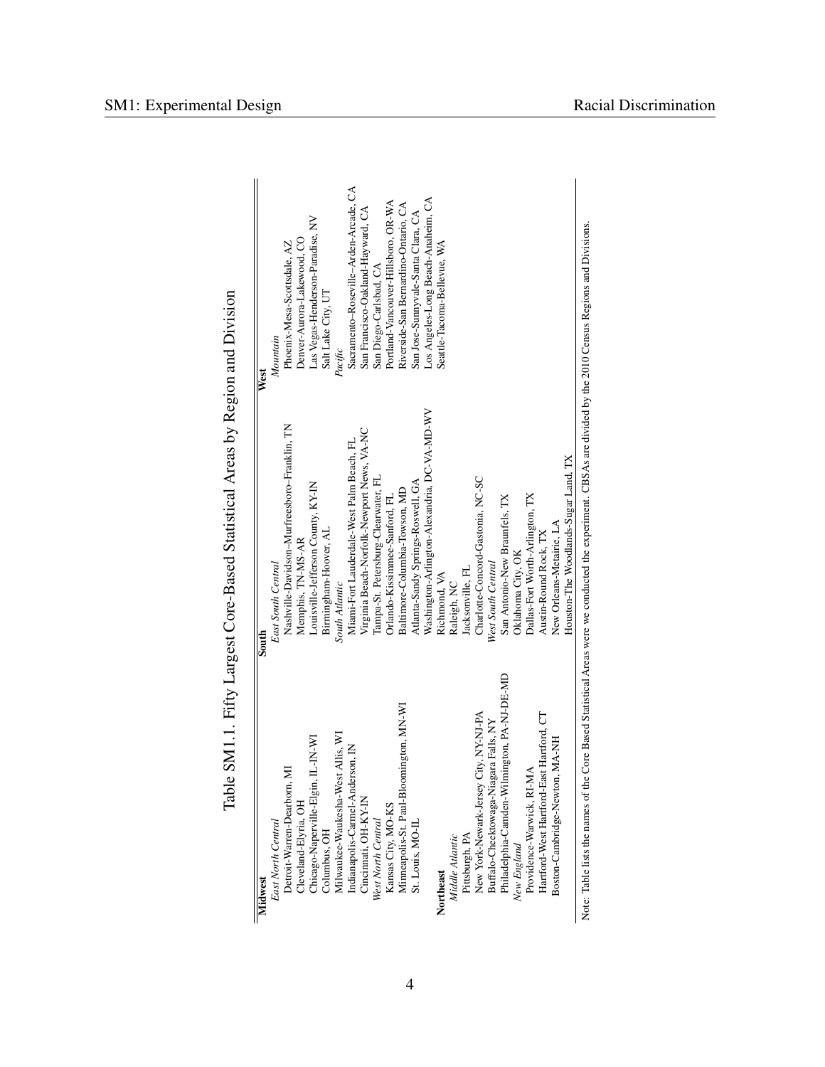Table SM1.1. Fifty Largest Core-Based Statistical Areas by Region and Division

| Midwest | South | West |
|---|---|---|
| *East North Central* | *East South Central* | *Mountain* |
| Detroit-Warren-Dearborn, MI | Nashville-Davidson–Murfreesboro–Franklin, TN | Phoenix-Mesa-Scottsdale, AZ |
| Cleveland-Elyria, OH | Memphis, TN-MS-AR | Denver-Aurora-Lakewood, CO |
| Chicago-Naperville-Elgin, IL-IN-WI | Louisville-Jefferson County, KY-IN | Las Vegas-Henderson-Paradise, NV |
| Columbus, OH | Birmingham-Hoover, AL | Salt Lake City, UT |
| Milwaukee-Waukesha-West Allis, WI | *South Atlantic* | *Pacific* |
| Indianapolis-Carmel-Anderson, IN | Miami-Fort Lauderdale-West Palm Beach, FL | Sacramento–Roseville–Arden-Arcade, CA |
| Cincinnati, OH-KY-IN | Virginia Beach-Norfolk-Newport News, VA-NC | San Francisco-Oakland-Hayward, CA |
| *West North Central* | Tampa-St. Petersburg-Clearwater, FL | San Diego-Carlsbad, CA |
| Kansas City, MO-KS | Orlando-Kissimmee-Sanford, FL | Portland-Vancouver-Hillsboro, OR-WA |
| Minneapolis-St. Paul-Bloomington, MN-WI | Baltimore-Columbia-Towson, MD | Riverside-San Bernardino-Ontario, CA |
| St. Louis, MO-IL | Atlanta-Sandy Springs-Roswell, GA | San Jose-Sunnyvale-Santa Clara, CA |
| | Washington-Arlington-Alexandria, DC-VA-MD-WV | Los Angeles-Long Beach-Anaheim, CA |
| **Northeast** | Richmond, VA | Seattle-Tacoma-Bellevue, WA |
| *Middle Atlantic* | Raleigh, NC | |
| Pittsburgh, PA | Jacksonville, FL | |
| New York-Newark-Jersey City, NY-NJ-PA | Charlotte-Concord-Gastonia, NC-SC | |
| Buffalo-Cheektowaga-Niagara Falls, NY | *West South Central* | |
| Philadelphia-Camden-Wilmington, PA-NJ-DE-MD | San Antonio-New Braunfels, TX | |
| *New England* | Oklahoma City, OK | |
| Providence-Warwick, RI-MA | Dallas-Fort Worth-Arlington, TX | |
| Hartford-West Hartford-East Hartford, CT | Austin-Round Rock, TX | |
| Boston-Cambridge-Newton, MA-NH | New Orleans-Metairie, LA | |
| | Houston-The Woodlands-Sugar Land, TX | |

Note: Table lists the names of the Core Based Statistical Areas were we conducted the experiment. CBSAs are divided by the 2010 Census Regions and Divisions.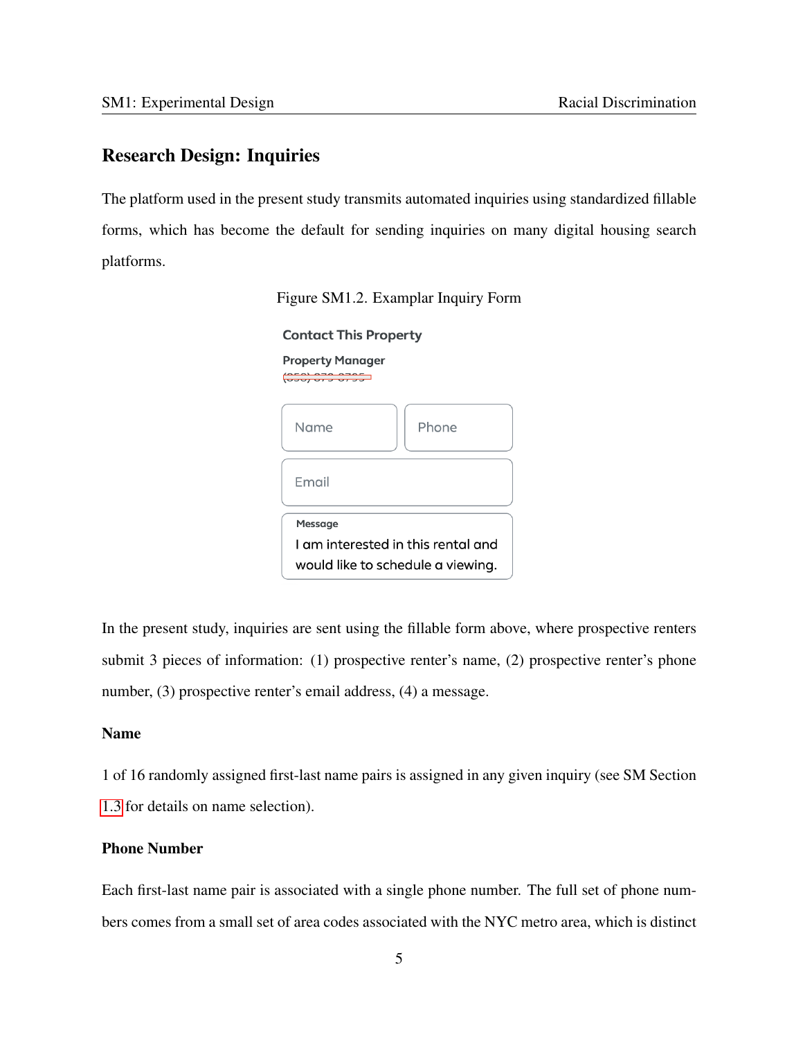## Research Design: Inquiries

The platform used in the present study transmits automated inquiries using standardized fillable forms, which has become the default for sending inquiries on many digital housing search platforms.

Figure SM1.2. Examplar Inquiry Form

Contact This Property

Property Manager

Name | Phone

Email

Message
I am interested in this rental and would like to schedule a viewing.

In the present study, inquiries are sent using the fillable form above, where prospective renters submit 3 pieces of information: (1) prospective renter's name, (2) prospective renter's phone number, (3) prospective renter's email address, (4) a message.

**Name**

1 of 16 randomly assigned first-last name pairs is assigned in any given inquiry (see SM Section 1.3 for details on name selection).

**Phone Number**

Each first-last name pair is associated with a single phone number. The full set of phone numbers comes from a small set of area codes associated with the NYC metro area, which is distinct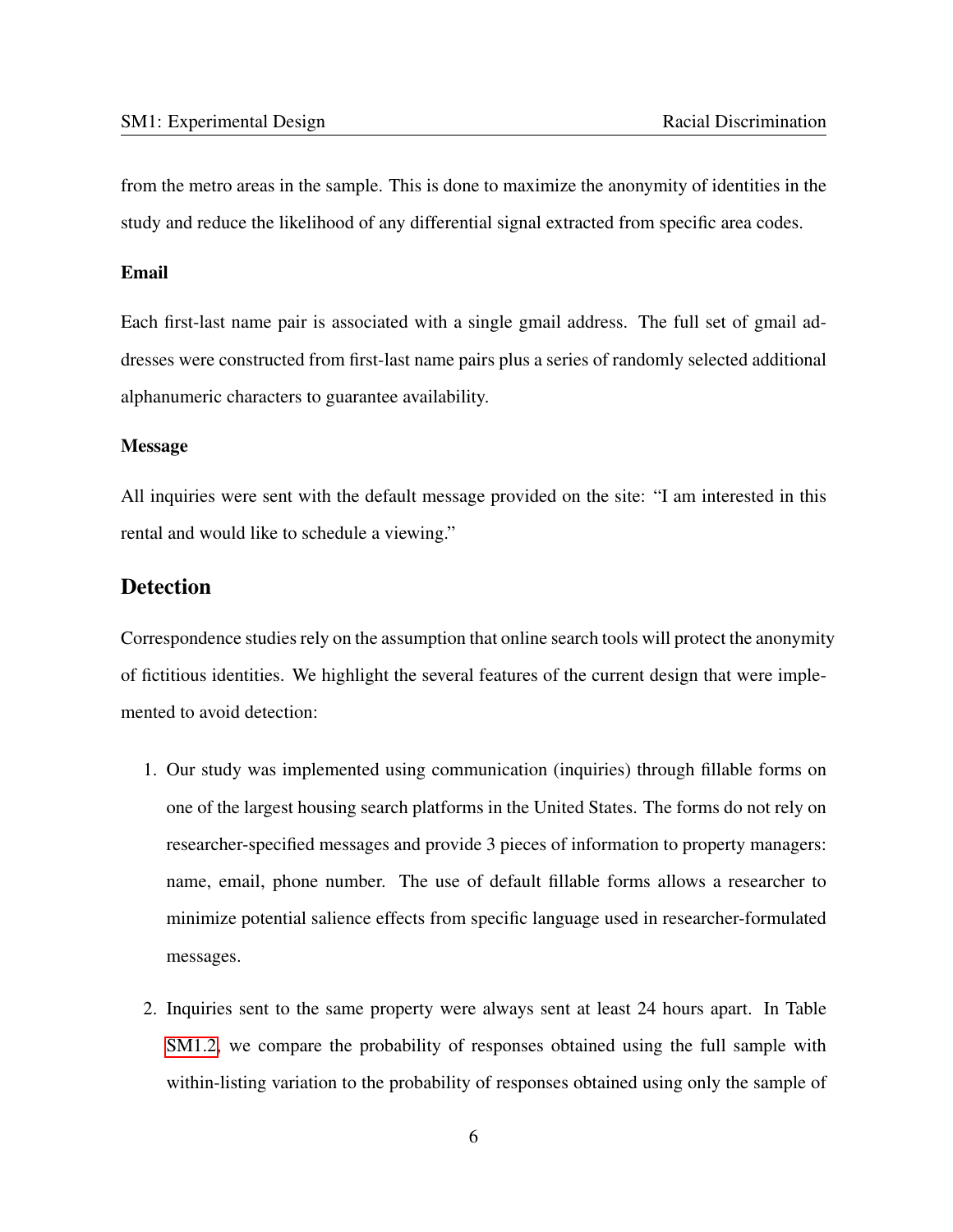from the metro areas in the sample. This is done to maximize the anonymity of identities in the study and reduce the likelihood of any differential signal extracted from specific area codes.

#### Email

Each first-last name pair is associated with a single gmail address. The full set of gmail addresses were constructed from first-last name pairs plus a series of randomly selected additional alphanumeric characters to guarantee availability.

#### Message

All inquiries were sent with the default message provided on the site: "I am interested in this rental and would like to schedule a viewing."

## Detection

Correspondence studies rely on the assumption that online search tools will protect the anonymity of fictitious identities. We highlight the several features of the current design that were implemented to avoid detection:

1. Our study was implemented using communication (inquiries) through fillable forms on one of the largest housing search platforms in the United States. The forms do not rely on researcher-specified messages and provide 3 pieces of information to property managers: name, email, phone number. The use of default fillable forms allows a researcher to minimize potential salience effects from specific language used in researcher-formulated messages.

2. Inquiries sent to the same property were always sent at least 24 hours apart. In Table SM1.2, we compare the probability of responses obtained using the full sample with within-listing variation to the probability of responses obtained using only the sample of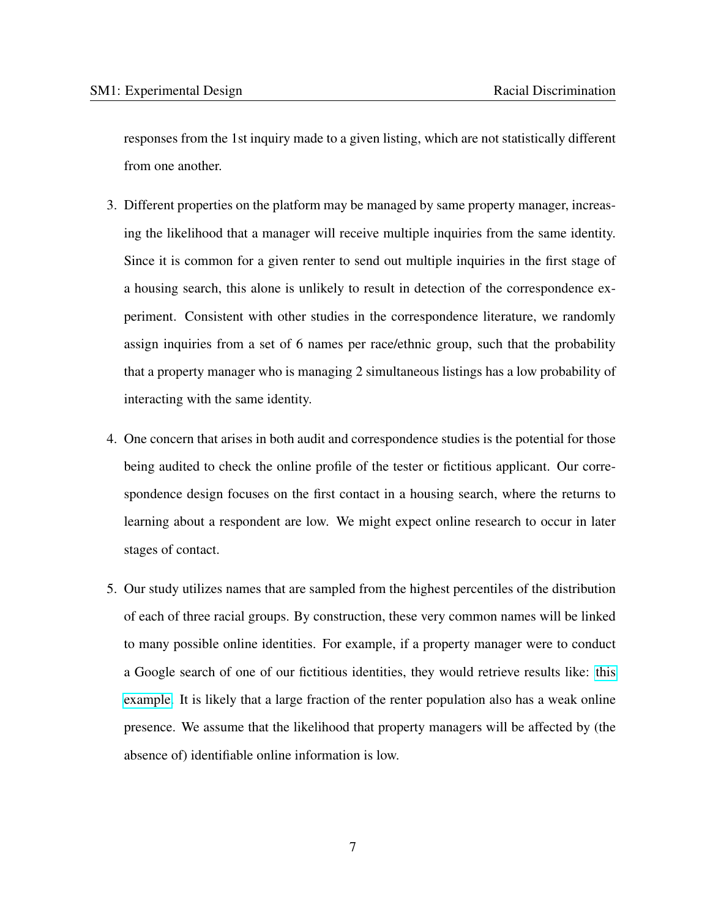responses from the 1st inquiry made to a given listing, which are not statistically different from one another.

3. Different properties on the platform may be managed by same property manager, increasing the likelihood that a manager will receive multiple inquiries from the same identity. Since it is common for a given renter to send out multiple inquiries in the first stage of a housing search, this alone is unlikely to result in detection of the correspondence experiment. Consistent with other studies in the correspondence literature, we randomly assign inquiries from a set of 6 names per race/ethnic group, such that the probability that a property manager who is managing 2 simultaneous listings has a low probability of interacting with the same identity.

4. One concern that arises in both audit and correspondence studies is the potential for those being audited to check the online profile of the tester or fictitious applicant. Our correspondence design focuses on the first contact in a housing search, where the returns to learning about a respondent are low. We might expect online research to occur in later stages of contact.

5. Our study utilizes names that are sampled from the highest percentiles of the distribution of each of three racial groups. By construction, these very common names will be linked to many possible online identities. For example, if a property manager were to conduct a Google search of one of our fictitious identities, they would retrieve results like: this example. It is likely that a large fraction of the renter population also has a weak online presence. We assume that the likelihood that property managers will be affected by (the absence of) identifiable online information is low.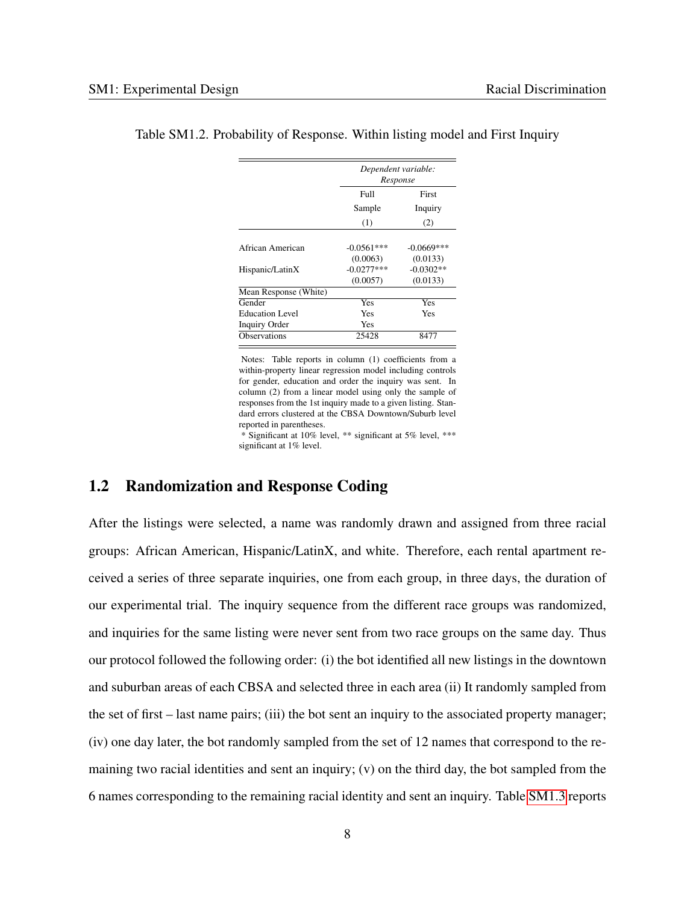Table SM1.2. Probability of Response. Within listing model and First Inquiry

| | *Dependent variable: Response* | |
|---|---|---|
| | Full Sample | First Inquiry |
| | (1) | (2) |
| African American | -0.0561*** | -0.0669*** |
| | (0.0063) | (0.0133) |
| Hispanic/LatinX | -0.0277*** | -0.0302** |
| | (0.0057) | (0.0133) |
| Mean Response (White) | | |
| Gender | Yes | Yes |
| Education Level | Yes | Yes |
| Inquiry Order | Yes | |
| Observations | 25428 | 8477 |

Notes: Table reports in column (1) coefficients from a within-property linear regression model including controls for gender, education and order the inquiry was sent. In column (2) from a linear model using only the sample of responses from the 1st inquiry made to a given listing. Standard errors clustered at the CBSA Downtown/Suburb level reported in parentheses.
* Significant at 10% level, ** significant at 5% level, *** significant at 1% level.

## 1.2 Randomization and Response Coding

After the listings were selected, a name was randomly drawn and assigned from three racial groups: African American, Hispanic/LatinX, and white. Therefore, each rental apartment received a series of three separate inquiries, one from each group, in three days, the duration of our experimental trial. The inquiry sequence from the different race groups was randomized, and inquiries for the same listing were never sent from two race groups on the same day. Thus our protocol followed the following order: (i) the bot identified all new listings in the downtown and suburban areas of each CBSA and selected three in each area (ii) It randomly sampled from the set of first – last name pairs; (iii) the bot sent an inquiry to the associated property manager; (iv) one day later, the bot randomly sampled from the set of 12 names that correspond to the remaining two racial identities and sent an inquiry; (v) on the third day, the bot sampled from the 6 names corresponding to the remaining racial identity and sent an inquiry. Table SM1.3 reports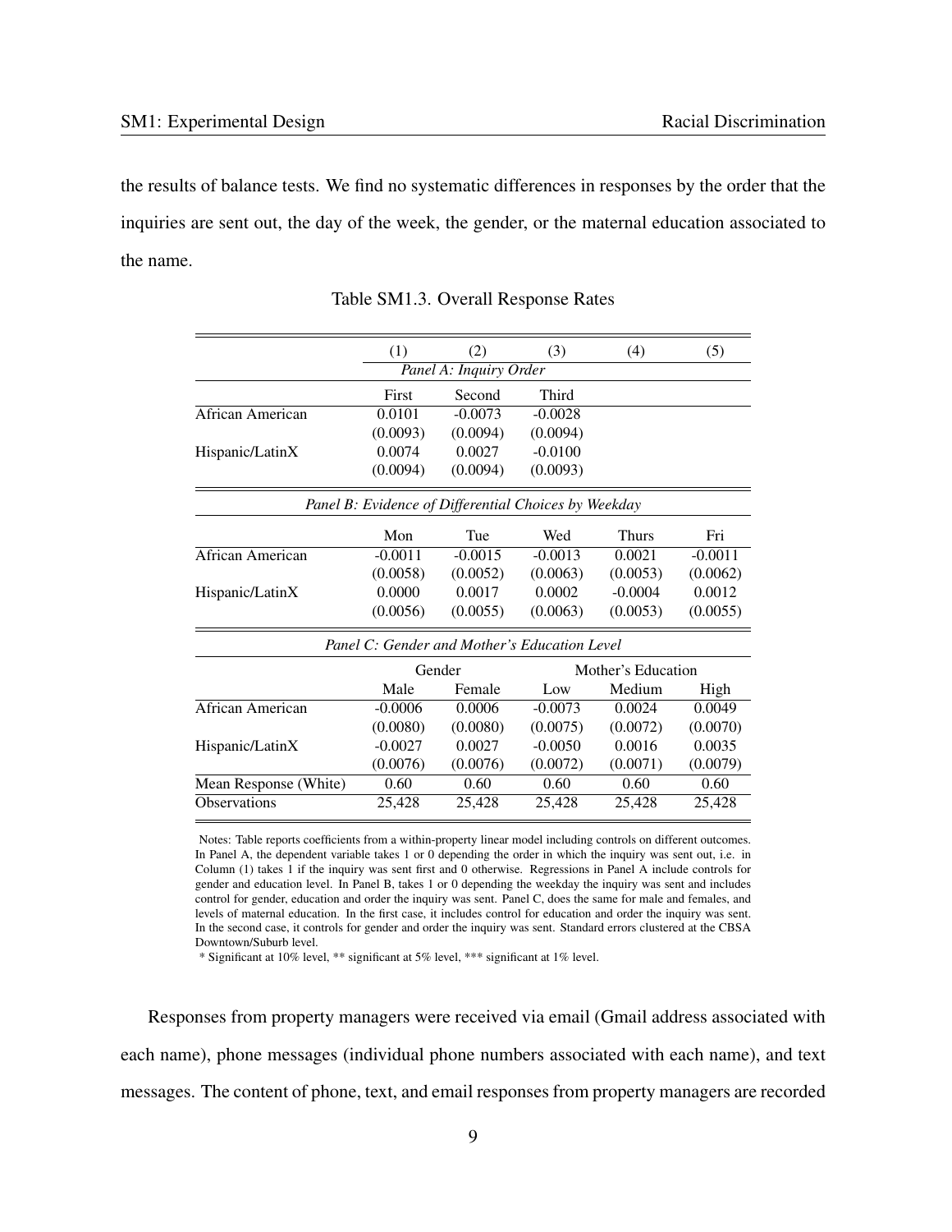the results of balance tests. We find no systematic differences in responses by the order that the inquiries are sent out, the day of the week, the gender, or the maternal education associated to the name.

Table SM1.3. Overall Response Rates

| | (1) | (2) | (3) | (4) | (5) |
|---|---|---|---|---|---|
| | *Panel A: Inquiry Order* | | | | |
| | First | Second | Third | | |
| African American | 0.0101 | -0.0073 | -0.0028 | | |
| | (0.0093) | (0.0094) | (0.0094) | | |
| Hispanic/LatinX | 0.0074 | 0.0027 | -0.0100 | | |
| | (0.0094) | (0.0094) | (0.0093) | | |
| *Panel B: Evidence of Differential Choices by Weekday* | | | | | |
| | Mon | Tue | Wed | Thurs | Fri |
| African American | -0.0011 | -0.0015 | -0.0013 | 0.0021 | -0.0011 |
| | (0.0058) | (0.0052) | (0.0063) | (0.0053) | (0.0062) |
| Hispanic/LatinX | 0.0000 | 0.0017 | 0.0002 | -0.0004 | 0.0012 |
| | (0.0056) | (0.0055) | (0.0063) | (0.0053) | (0.0055) |
| *Panel C: Gender and Mother's Education Level* | | | | | |
| | Gender | | Mother's Education | | |
| | Male | Female | Low | Medium | High |
| African American | -0.0006 | 0.0006 | -0.0073 | 0.0024 | 0.0049 |
| | (0.0080) | (0.0080) | (0.0075) | (0.0072) | (0.0070) |
| Hispanic/LatinX | -0.0027 | 0.0027 | -0.0050 | 0.0016 | 0.0035 |
| | (0.0076) | (0.0076) | (0.0072) | (0.0071) | (0.0079) |
| Mean Response (White) | 0.60 | 0.60 | 0.60 | 0.60 | 0.60 |
| Observations | 25,428 | 25,428 | 25,428 | 25,428 | 25,428 |

Notes: Table reports coefficients from a within-property linear model including controls on different outcomes. In Panel A, the dependent variable takes 1 or 0 depending the order in which the inquiry was sent out, i.e. in Column (1) takes 1 if the inquiry was sent first and 0 otherwise. Regressions in Panel A include controls for gender and education level. In Panel B, takes 1 or 0 depending the weekday the inquiry was sent and includes control for gender, education and order the inquiry was sent. Panel C, does the same for male and females, and levels of maternal education. In the first case, it includes control for education and order the inquiry was sent. In the second case, it controls for gender and order the inquiry was sent. Standard errors clustered at the CBSA Downtown/Suburb level.
* Significant at 10% level, ** significant at 5% level, *** significant at 1% level.

Responses from property managers were received via email (Gmail address associated with each name), phone messages (individual phone numbers associated with each name), and text messages. The content of phone, text, and email responses from property managers are recorded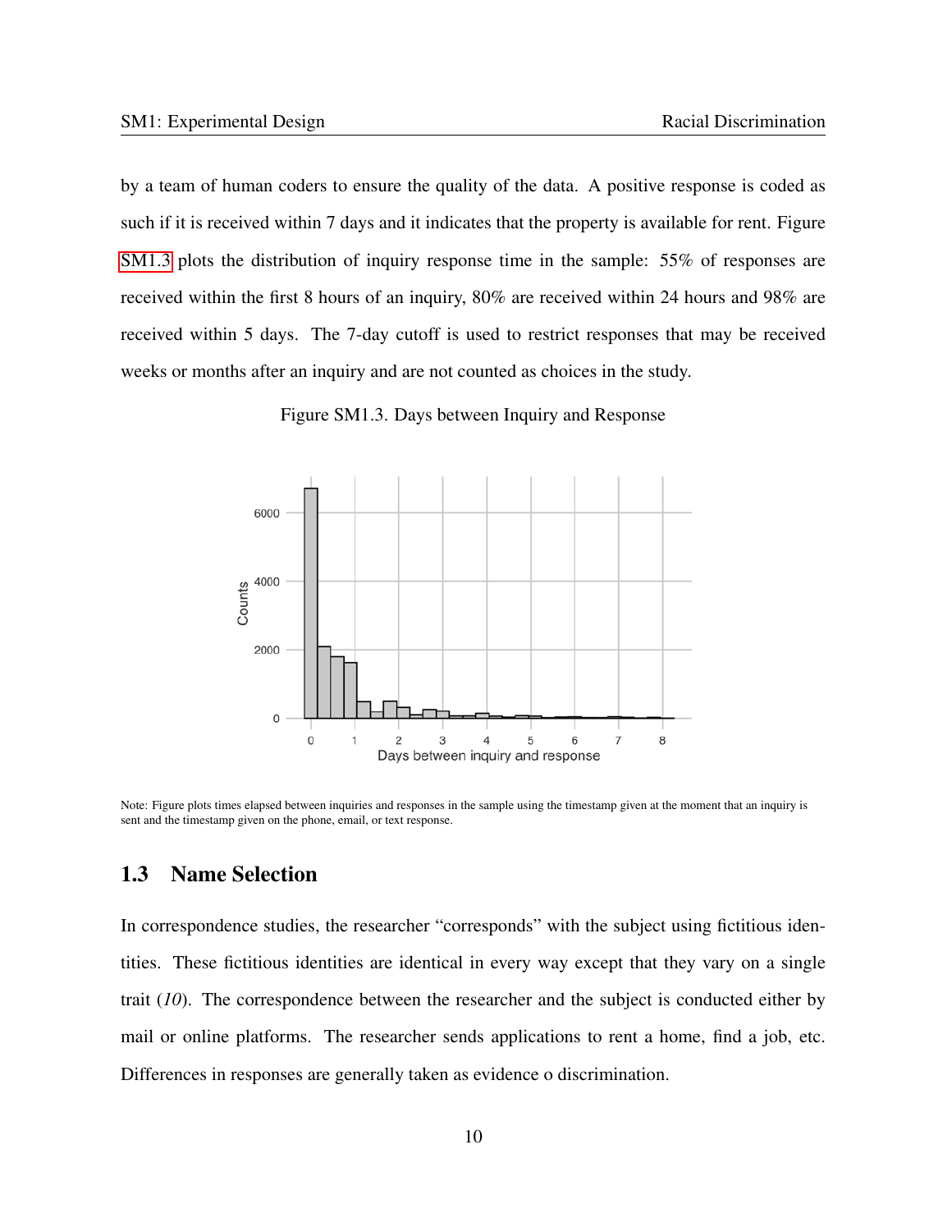by a team of human coders to ensure the quality of the data. A positive response is coded as such if it is received within 7 days and it indicates that the property is available for rent. Figure SM1.3 plots the distribution of inquiry response time in the sample: 55% of responses are received within the first 8 hours of an inquiry, 80% are received within 24 hours and 98% are received within 5 days. The 7-day cutoff is used to restrict responses that may be received weeks or months after an inquiry and are not counted as choices in the study.

Figure SM1.3. Days between Inquiry and Response

Note: Figure plots times elapsed between inquiries and responses in the sample using the timestamp given at the moment that an inquiry is sent and the timestamp given on the phone, email, or text response.

## 1.3 Name Selection

In correspondence studies, the researcher "corresponds" with the subject using fictitious identities. These fictitious identities are identical in every way except that they vary on a single trait (*10*). The correspondence between the researcher and the subject is conducted either by mail or online platforms. The researcher sends applications to rent a home, find a job, etc. Differences in responses are generally taken as evidence o discrimination.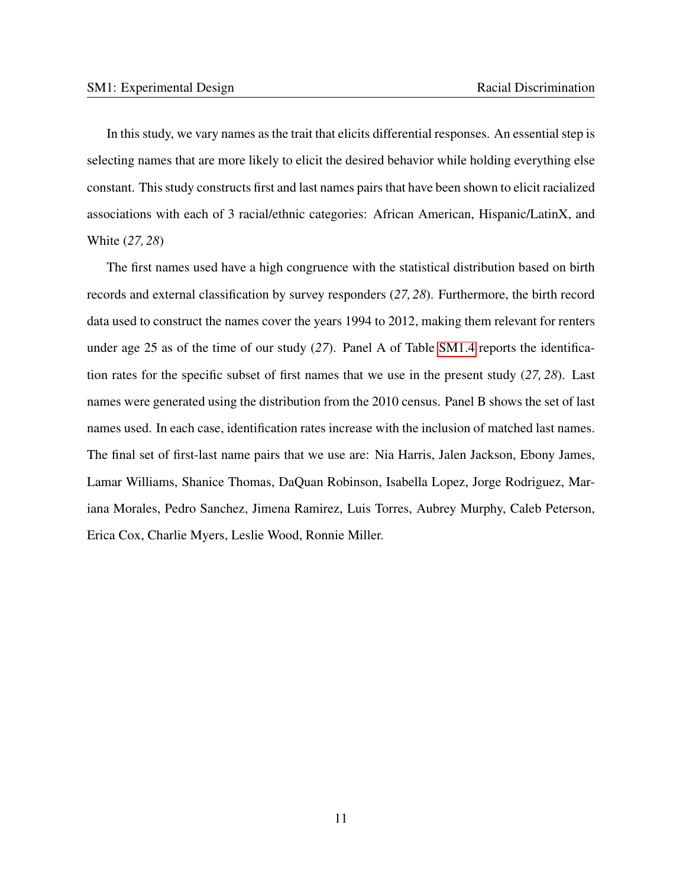In this study, we vary names as the trait that elicits differential responses. An essential step is selecting names that are more likely to elicit the desired behavior while holding everything else constant. This study constructs first and last names pairs that have been shown to elicit racialized associations with each of 3 racial/ethnic categories: African American, Hispanic/LatinX, and White (*27, 28*)

The first names used have a high congruence with the statistical distribution based on birth records and external classification by survey responders (*27, 28*). Furthermore, the birth record data used to construct the names cover the years 1994 to 2012, making them relevant for renters under age 25 as of the time of our study (*27*). Panel A of Table SM1.4 reports the identification rates for the specific subset of first names that we use in the present study (*27, 28*). Last names were generated using the distribution from the 2010 census. Panel B shows the set of last names used. In each case, identification rates increase with the inclusion of matched last names. The final set of first-last name pairs that we use are: Nia Harris, Jalen Jackson, Ebony James, Lamar Williams, Shanice Thomas, DaQuan Robinson, Isabella Lopez, Jorge Rodriguez, Mariana Morales, Pedro Sanchez, Jimena Ramirez, Luis Torres, Aubrey Murphy, Caleb Peterson, Erica Cox, Charlie Myers, Leslie Wood, Ronnie Miller.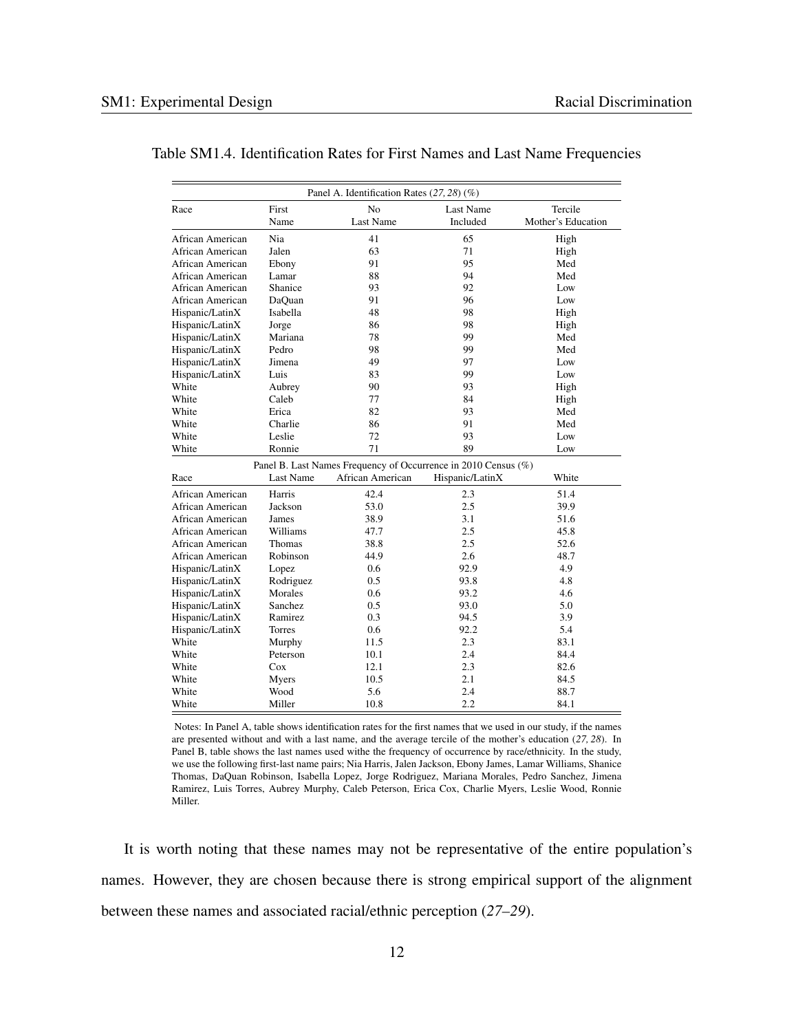Table SM1.4. Identification Rates for First Names and Last Name Frequencies

| Panel A. Identification Rates (*27, 28*) (%) | | | | |
|---|---|---|---|---|
| Race | First Name | No Last Name | Last Name Included | Tercile Mother's Education |
| African American | Nia | 41 | 65 | High |
| African American | Jalen | 63 | 71 | High |
| African American | Ebony | 91 | 95 | Med |
| African American | Lamar | 88 | 94 | Med |
| African American | Shanice | 93 | 92 | Low |
| African American | DaQuan | 91 | 96 | Low |
| Hispanic/LatinX | Isabella | 48 | 98 | High |
| Hispanic/LatinX | Jorge | 86 | 98 | High |
| Hispanic/LatinX | Mariana | 78 | 99 | Med |
| Hispanic/LatinX | Pedro | 98 | 99 | Med |
| Hispanic/LatinX | Jimena | 49 | 97 | Low |
| Hispanic/LatinX | Luis | 83 | 99 | Low |
| White | Aubrey | 90 | 93 | High |
| White | Caleb | 77 | 84 | High |
| White | Erica | 82 | 93 | Med |
| White | Charlie | 86 | 91 | Med |
| White | Leslie | 72 | 93 | Low |
| White | Ronnie | 71 | 89 | Low |
| Panel B. Last Names Frequency of Occurrence in 2010 Census (%) | | | | |
| Race | Last Name | African American | Hispanic/LatinX | White |
| African American | Harris | 42.4 | 2.3 | 51.4 |
| African American | Jackson | 53.0 | 2.5 | 39.9 |
| African American | James | 38.9 | 3.1 | 51.6 |
| African American | Williams | 47.7 | 2.5 | 45.8 |
| African American | Thomas | 38.8 | 2.5 | 52.6 |
| African American | Robinson | 44.9 | 2.6 | 48.7 |
| Hispanic/LatinX | Lopez | 0.6 | 92.9 | 4.9 |
| Hispanic/LatinX | Rodriguez | 0.5 | 93.8 | 4.8 |
| Hispanic/LatinX | Morales | 0.6 | 93.2 | 4.6 |
| Hispanic/LatinX | Sanchez | 0.5 | 93.0 | 5.0 |
| Hispanic/LatinX | Ramirez | 0.3 | 94.5 | 3.9 |
| Hispanic/LatinX | Torres | 0.6 | 92.2 | 5.4 |
| White | Murphy | 11.5 | 2.3 | 83.1 |
| White | Peterson | 10.1 | 2.4 | 84.4 |
| White | Cox | 12.1 | 2.3 | 82.6 |
| White | Myers | 10.5 | 2.1 | 84.5 |
| White | Wood | 5.6 | 2.4 | 88.7 |
| White | Miller | 10.8 | 2.2 | 84.1 |

Notes: In Panel A, table shows identification rates for the first names that we used in our study, if the names are presented without and with a last name, and the average tercile of the mother's education (*27, 28*). In Panel B, table shows the last names used withe the frequency of occurrence by race/ethnicity. In the study, we use the following first-last name pairs; Nia Harris, Jalen Jackson, Ebony James, Lamar Williams, Shanice Thomas, DaQuan Robinson, Isabella Lopez, Jorge Rodriguez, Mariana Morales, Pedro Sanchez, Jimena Ramirez, Luis Torres, Aubrey Murphy, Caleb Peterson, Erica Cox, Charlie Myers, Leslie Wood, Ronnie Miller.

It is worth noting that these names may not be representative of the entire population's names. However, they are chosen because there is strong empirical support of the alignment between these names and associated racial/ethnic perception (*27–29*).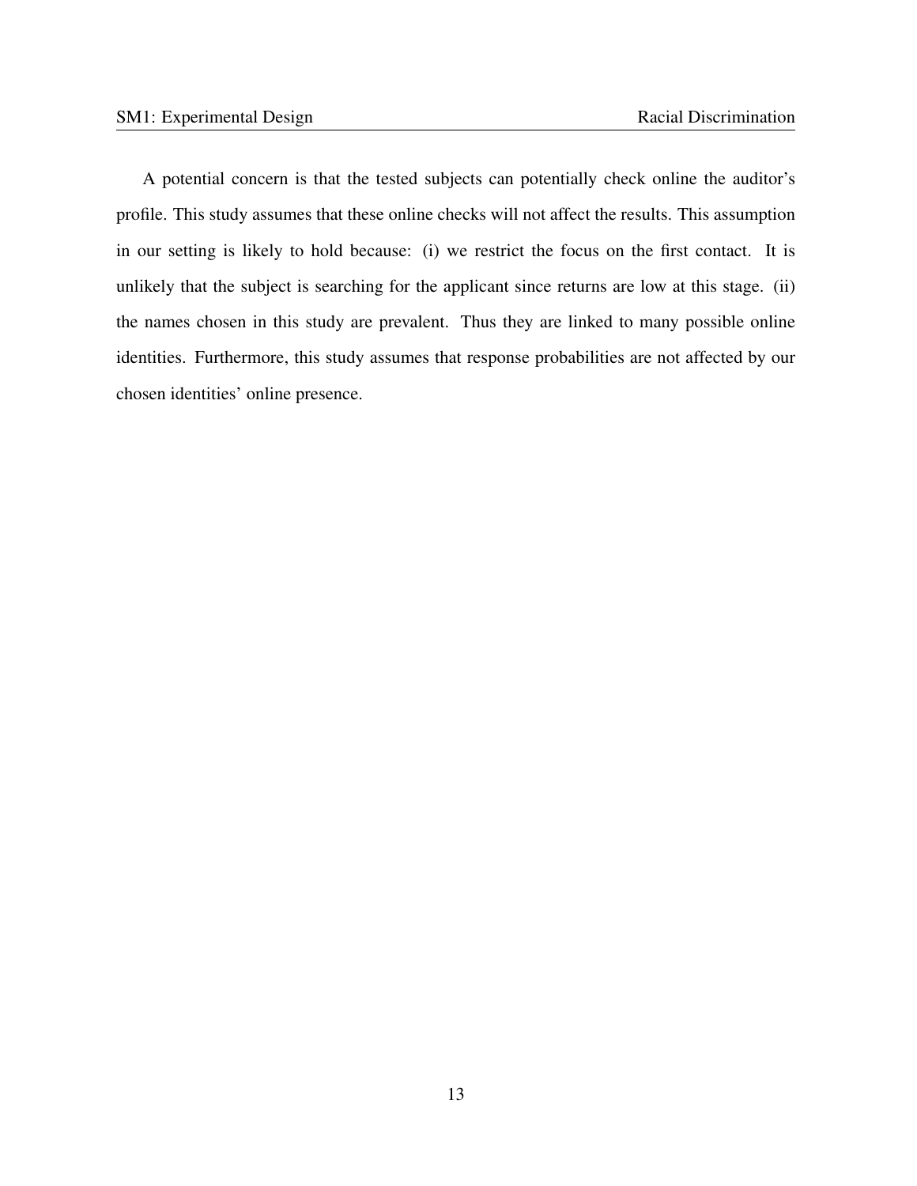A potential concern is that the tested subjects can potentially check online the auditor's profile. This study assumes that these online checks will not affect the results. This assumption in our setting is likely to hold because: (i) we restrict the focus on the first contact. It is unlikely that the subject is searching for the applicant since returns are low at this stage. (ii) the names chosen in this study are prevalent. Thus they are linked to many possible online identities. Furthermore, this study assumes that response probabilities are not affected by our chosen identities' online presence.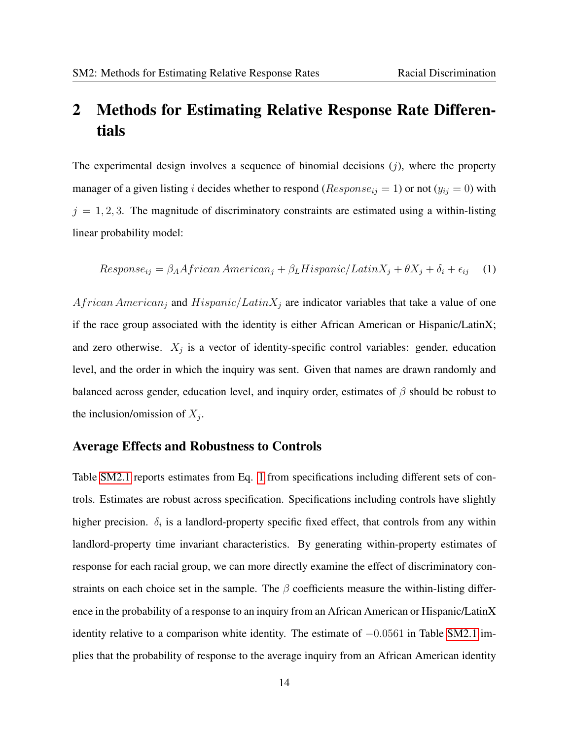# 2 Methods for Estimating Relative Response Rate Differentials

The experimental design involves a sequence of binomial decisions ($j$), where the property manager of a given listing $i$ decides whether to respond ($Response_{ij} = 1$) or not ($y_{ij} = 0$) with $j = 1, 2, 3$. The magnitude of discriminatory constraints are estimated using a within-listing linear probability model:

$$Response_{ij} = \beta_A African\,American_j + \beta_L Hispanic/LatinX_j + \theta X_j + \delta_i + \epsilon_{ij} \quad (1)$$

$African\,American_j$ and $Hispanic/LatinX_j$ are indicator variables that take a value of one if the race group associated with the identity is either African American or Hispanic/LatinX; and zero otherwise. $X_j$ is a vector of identity-specific control variables: gender, education level, and the order in which the inquiry was sent. Given that names are drawn randomly and balanced across gender, education level, and inquiry order, estimates of $\beta$ should be robust to the inclusion/omission of $X_j$.

### Average Effects and Robustness to Controls

Table SM2.1 reports estimates from Eq. 1 from specifications including different sets of controls. Estimates are robust across specification. Specifications including controls have slightly higher precision. $\delta_i$ is a landlord-property specific fixed effect, that controls from any within landlord-property time invariant characteristics. By generating within-property estimates of response for each racial group, we can more directly examine the effect of discriminatory constraints on each choice set in the sample. The $\beta$ coefficients measure the within-listing difference in the probability of a response to an inquiry from an African American or Hispanic/LatinX identity relative to a comparison white identity. The estimate of $-0.0561$ in Table SM2.1 implies that the probability of response to the average inquiry from an African American identity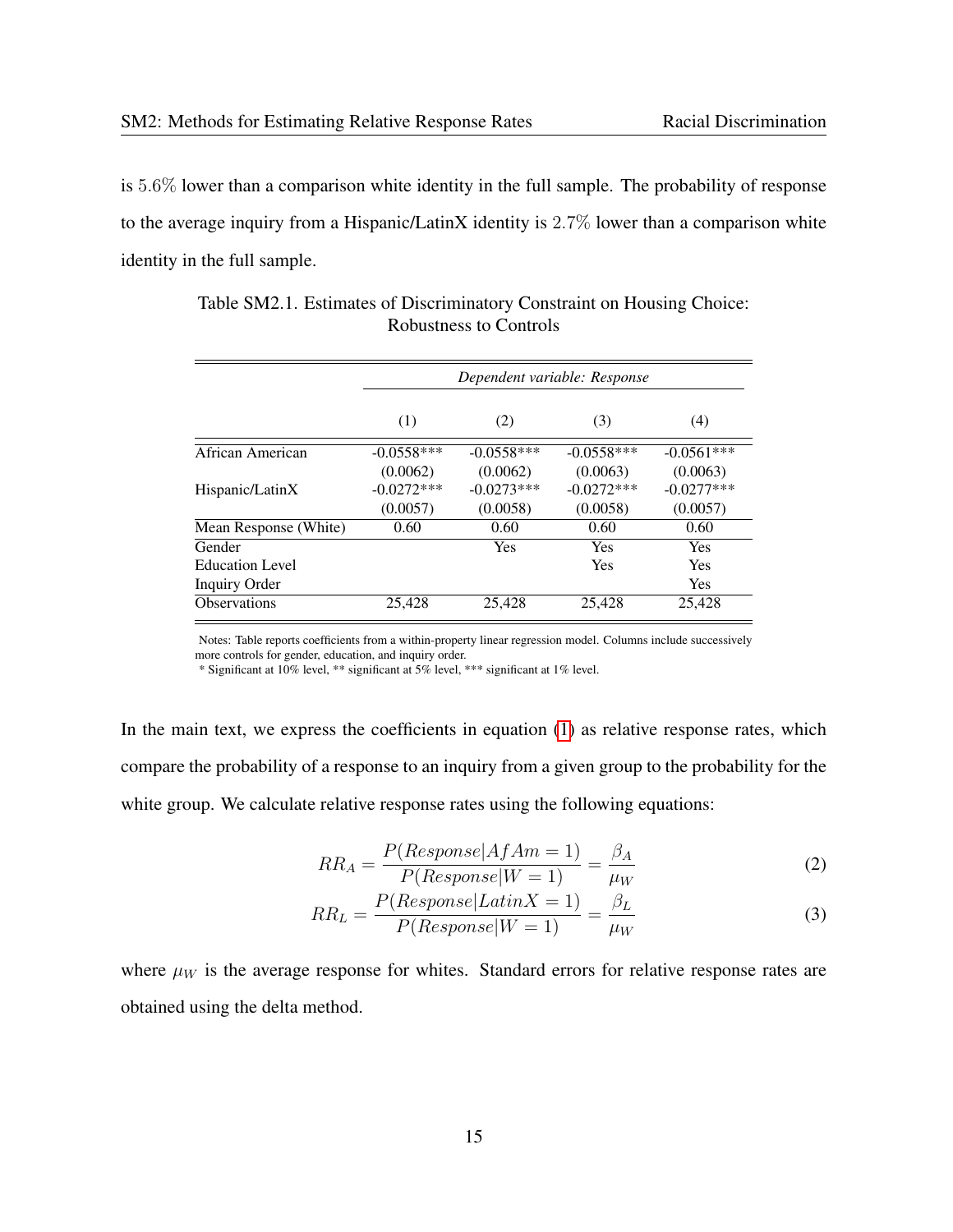is 5.6% lower than a comparison white identity in the full sample. The probability of response to the average inquiry from a Hispanic/LatinX identity is 2.7% lower than a comparison white identity in the full sample.

Table SM2.1. Estimates of Discriminatory Constraint on Housing Choice: Robustness to Controls

| | *Dependent variable: Response* | | | |
|---|---|---|---|---|
| | (1) | (2) | (3) | (4) |
| African American | -0.0558*** | -0.0558*** | -0.0558*** | -0.0561*** |
| | (0.0062) | (0.0062) | (0.0063) | (0.0063) |
| Hispanic/LatinX | -0.0272*** | -0.0273*** | -0.0272*** | -0.0277*** |
| | (0.0057) | (0.0058) | (0.0058) | (0.0057) |
| Mean Response (White) | 0.60 | 0.60 | 0.60 | 0.60 |
| Gender | | Yes | Yes | Yes |
| Education Level | | | Yes | Yes |
| Inquiry Order | | | | Yes |
| Observations | 25,428 | 25,428 | 25,428 | 25,428 |

Notes: Table reports coefficients from a within-property linear regression model. Columns include successively more controls for gender, education, and inquiry order.
* Significant at 10% level, ** significant at 5% level, *** significant at 1% level.

In the main text, we express the coefficients in equation (1) as relative response rates, which compare the probability of a response to an inquiry from a given group to the probability for the white group. We calculate relative response rates using the following equations:

$$RR_A = \frac{P(Response|AfAm = 1)}{P(Response|W = 1)} = \frac{\beta_A}{\mu_W} \tag{2}$$

$$RR_L = \frac{P(Response|LatinX = 1)}{P(Response|W = 1)} = \frac{\beta_L}{\mu_W} \tag{3}$$

where $\mu_W$ is the average response for whites. Standard errors for relative response rates are obtained using the delta method.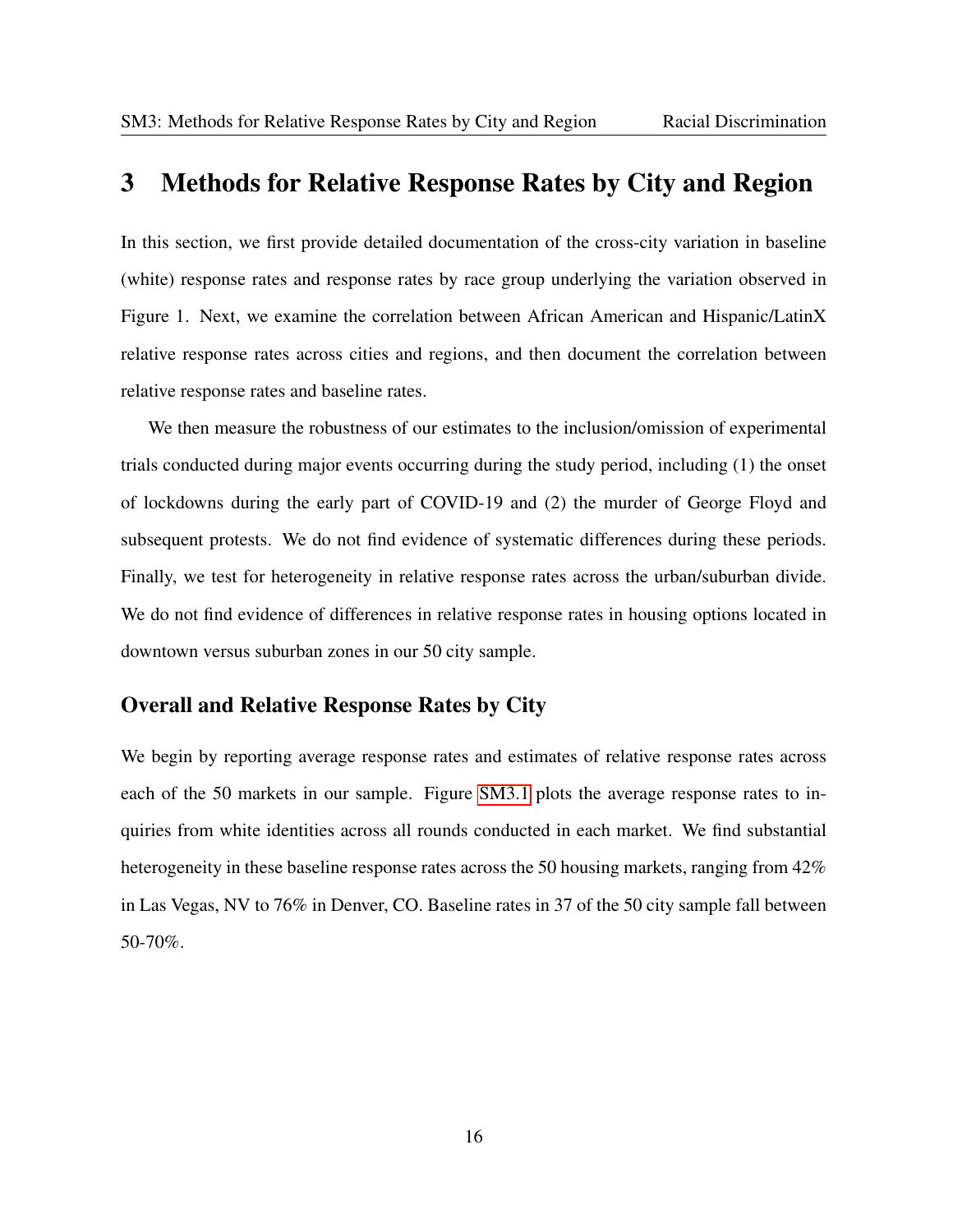# 3 Methods for Relative Response Rates by City and Region

In this section, we first provide detailed documentation of the cross-city variation in baseline (white) response rates and response rates by race group underlying the variation observed in Figure 1. Next, we examine the correlation between African American and Hispanic/LatinX relative response rates across cities and regions, and then document the correlation between relative response rates and baseline rates.

We then measure the robustness of our estimates to the inclusion/omission of experimental trials conducted during major events occurring during the study period, including (1) the onset of lockdowns during the early part of COVID-19 and (2) the murder of George Floyd and subsequent protests. We do not find evidence of systematic differences during these periods. Finally, we test for heterogeneity in relative response rates across the urban/suburban divide. We do not find evidence of differences in relative response rates in housing options located in downtown versus suburban zones in our 50 city sample.

## Overall and Relative Response Rates by City

We begin by reporting average response rates and estimates of relative response rates across each of the 50 markets in our sample. Figure SM3.1 plots the average response rates to inquiries from white identities across all rounds conducted in each market. We find substantial heterogeneity in these baseline response rates across the 50 housing markets, ranging from 42% in Las Vegas, NV to 76% in Denver, CO. Baseline rates in 37 of the 50 city sample fall between 50-70%.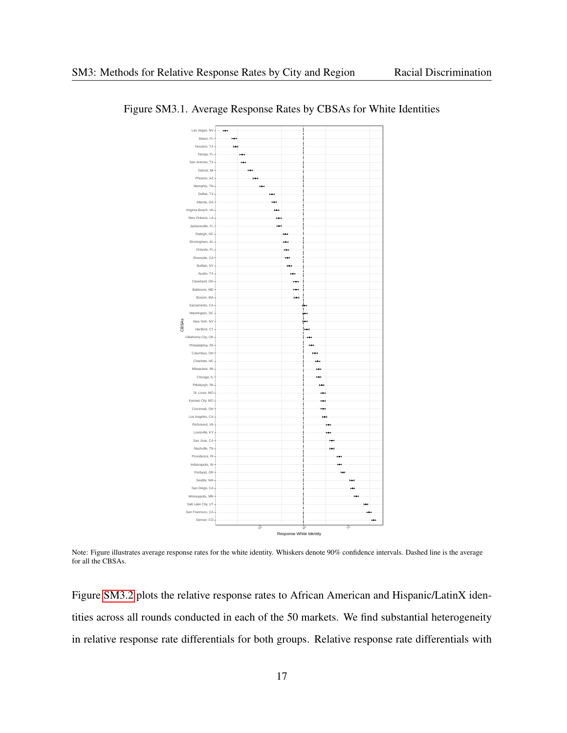Figure SM3.1. Average Response Rates by CBSAs for White Identities

Note: Figure illustrates average response rates for the white identity. Whiskers denote 90% confidence intervals. Dashed line is the average for all the CBSAs.

Figure SM3.2 plots the relative response rates to African American and Hispanic/LatinX identities across all rounds conducted in each of the 50 markets. We find substantial heterogeneity in relative response rate differentials for both groups. Relative response rate differentials with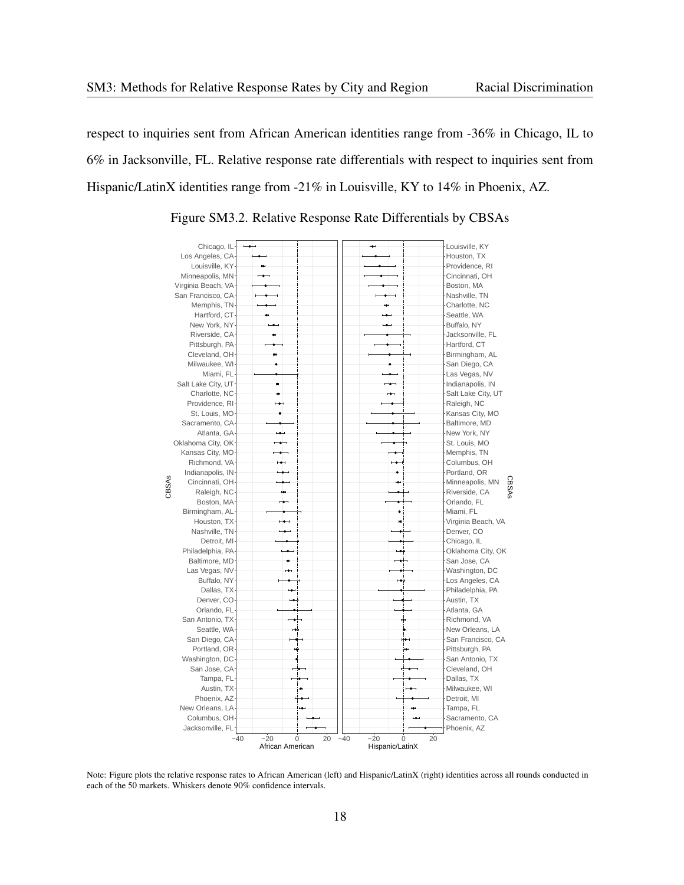respect to inquiries sent from African American identities range from -36% in Chicago, IL to 6% in Jacksonville, FL. Relative response rate differentials with respect to inquiries sent from Hispanic/LatinX identities range from -21% in Louisville, KY to 14% in Phoenix, AZ.

Figure SM3.2. Relative Response Rate Differentials by CBSAs

Note: Figure plots the relative response rates to African American (left) and Hispanic/LatinX (right) identities across all rounds conducted in each of the 50 markets. Whiskers denote 90% confidence intervals.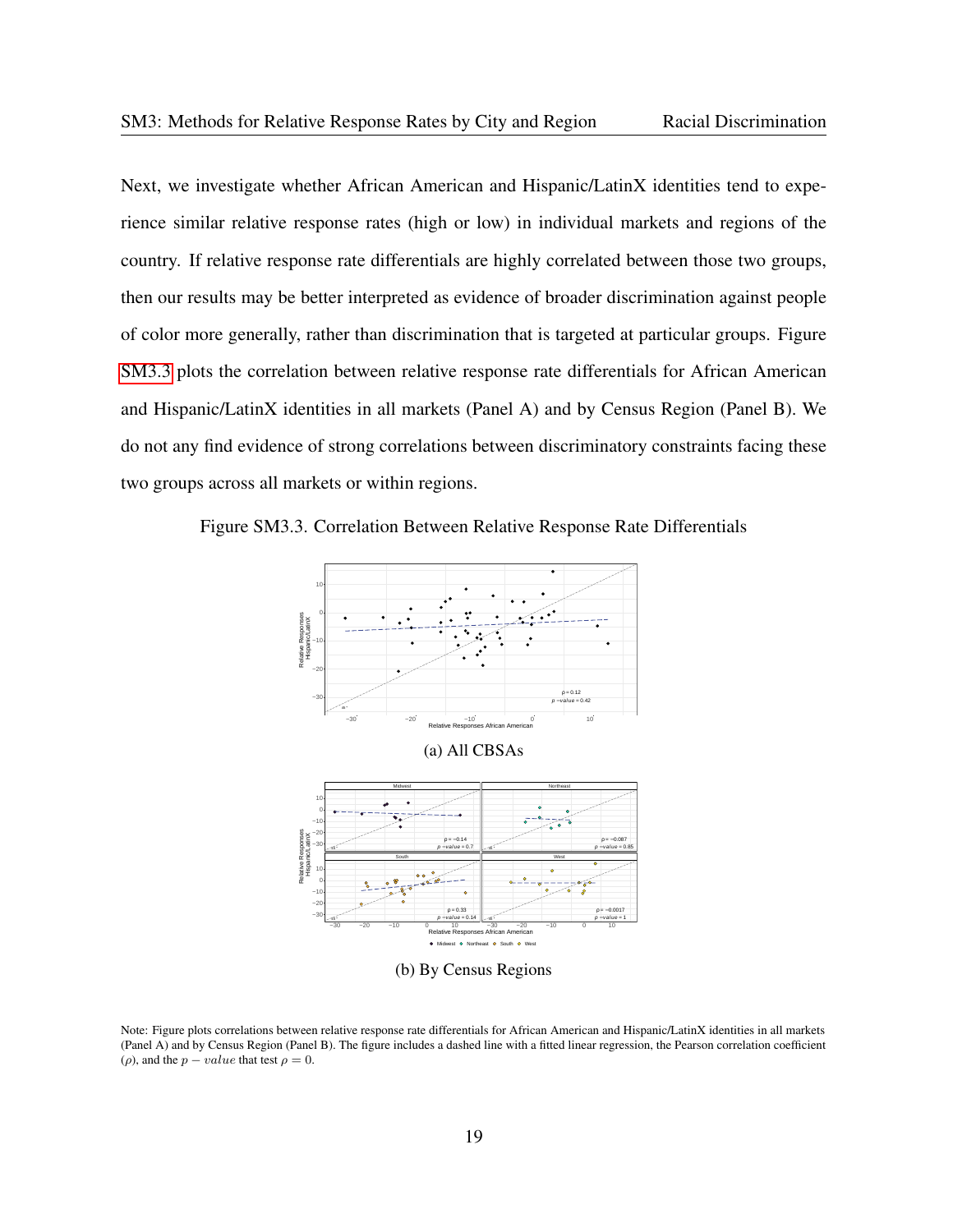Next, we investigate whether African American and Hispanic/LatinX identities tend to experience similar relative response rates (high or low) in individual markets and regions of the country. If relative response rate differentials are highly correlated between those two groups, then our results may be better interpreted as evidence of broader discrimination against people of color more generally, rather than discrimination that is targeted at particular groups. Figure SM3.3 plots the correlation between relative response rate differentials for African American and Hispanic/LatinX identities in all markets (Panel A) and by Census Region (Panel B). We do not any find evidence of strong correlations between discriminatory constraints facing these two groups across all markets or within regions.

Figure SM3.3. Correlation Between Relative Response Rate Differentials

(a) All CBSAs

(b) By Census Regions

Note: Figure plots correlations between relative response rate differentials for African American and Hispanic/LatinX identities in all markets (Panel A) and by Census Region (Panel B). The figure includes a dashed line with a fitted linear regression, the Pearson correlation coefficient ($\rho$), and the $p - value$ that test $\rho = 0$.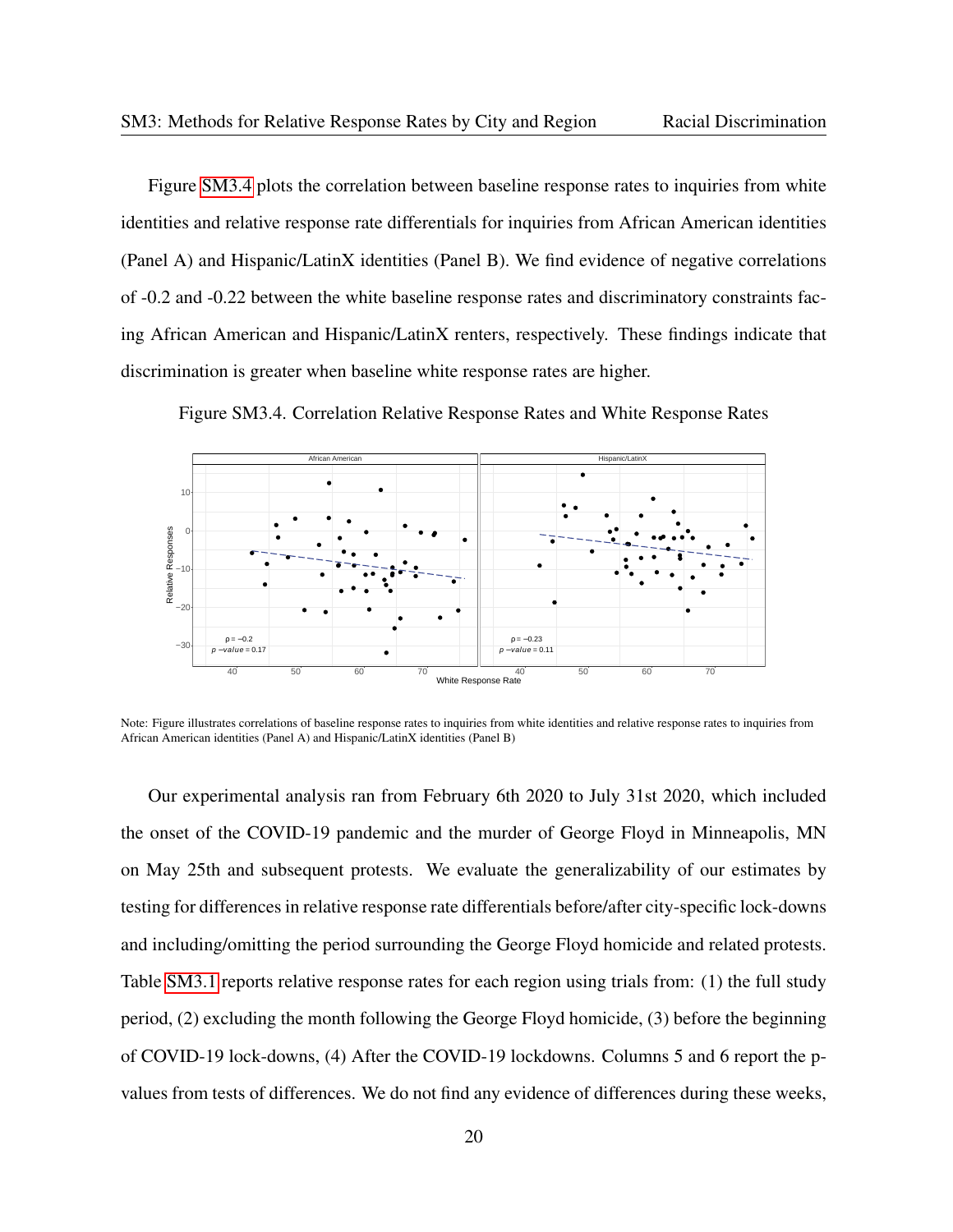Figure SM3.4 plots the correlation between baseline response rates to inquiries from white identities and relative response rate differentials for inquiries from African American identities (Panel A) and Hispanic/LatinX identities (Panel B). We find evidence of negative correlations of -0.2 and -0.22 between the white baseline response rates and discriminatory constraints facing African American and Hispanic/LatinX renters, respectively. These findings indicate that discrimination is greater when baseline white response rates are higher.

Figure SM3.4. Correlation Relative Response Rates and White Response Rates

Note: Figure illustrates correlations of baseline response rates to inquiries from white identities and relative response rates to inquiries from African American identities (Panel A) and Hispanic/LatinX identities (Panel B)

Our experimental analysis ran from February 6th 2020 to July 31st 2020, which included the onset of the COVID-19 pandemic and the murder of George Floyd in Minneapolis, MN on May 25th and subsequent protests. We evaluate the generalizability of our estimates by testing for differences in relative response rate differentials before/after city-specific lock-downs and including/omitting the period surrounding the George Floyd homicide and related protests. Table SM3.1 reports relative response rates for each region using trials from: (1) the full study period, (2) excluding the month following the George Floyd homicide, (3) before the beginning of COVID-19 lock-downs, (4) After the COVID-19 lockdowns. Columns 5 and 6 report the p-values from tests of differences. We do not find any evidence of differences during these weeks,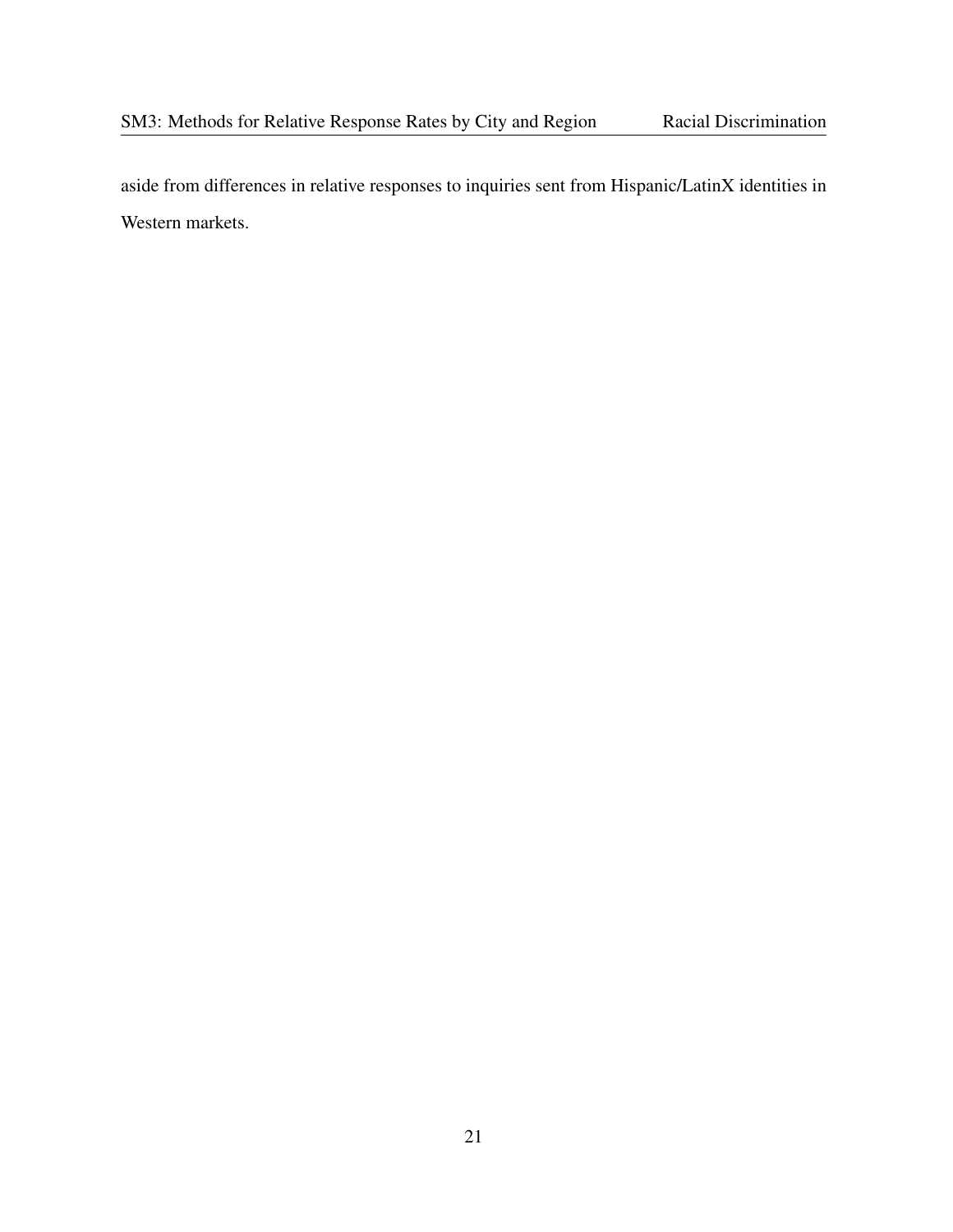aside from differences in relative responses to inquiries sent from Hispanic/LatinX identities in Western markets.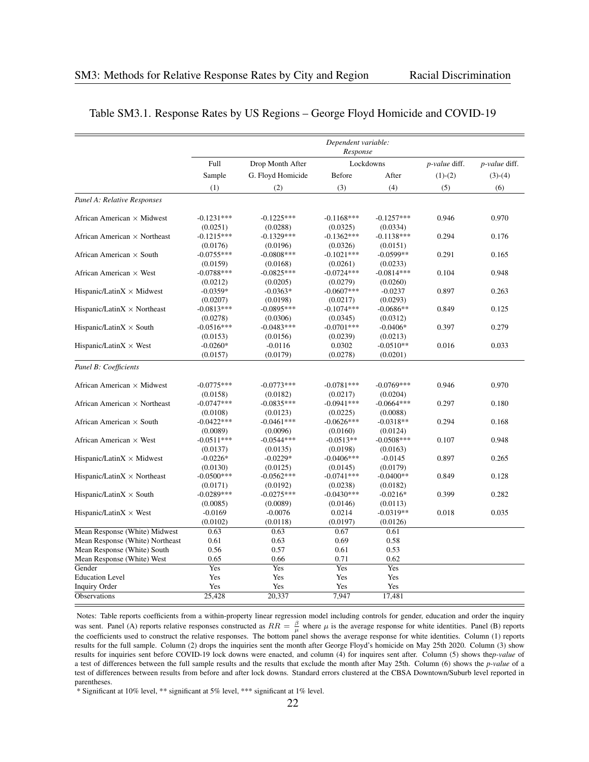Table SM3.1. Response Rates by US Regions – George Floyd Homicide and COVID-19

| | Dependent variable: Response | | | | | |
|---|---|---|---|---|---|---|
| | Full Sample | Drop Month After G. Floyd Homicide | Lockdowns Before | Lockdowns After | *p-value* diff. (1)-(2) | *p-value* diff. (3)-(4) |
| | (1) | (2) | (3) | (4) | (5) | (6) |
| *Panel A: Relative Responses* | | | | | | |
| African American × Midwest | -0.1231*** | -0.1225*** | -0.1168*** | -0.1257*** | 0.946 | 0.970 |
| | (0.0251) | (0.0288) | (0.0325) | (0.0334) | | |
| African American × Northeast | -0.1215*** | -0.1329*** | -0.1362*** | -0.1138*** | 0.294 | 0.176 |
| | (0.0176) | (0.0196) | (0.0326) | (0.0151) | | |
| African American × South | -0.0755*** | -0.0808*** | -0.1021*** | -0.0599** | 0.291 | 0.165 |
| | (0.0159) | (0.0168) | (0.0261) | (0.0233) | | |
| African American × West | -0.0788*** | -0.0825*** | -0.0724*** | -0.0814*** | 0.104 | 0.948 |
| | (0.0212) | (0.0205) | (0.0279) | (0.0260) | | |
| Hispanic/LatinX × Midwest | -0.0359* | -0.0363* | -0.0607*** | -0.0237 | 0.897 | 0.263 |
| | (0.0207) | (0.0198) | (0.0217) | (0.0293) | | |
| Hispanic/LatinX × Northeast | -0.0813*** | -0.0895*** | -0.1074*** | -0.0686** | 0.849 | 0.125 |
| | (0.0278) | (0.0306) | (0.0345) | (0.0312) | | |
| Hispanic/LatinX × South | -0.0516*** | -0.0483*** | -0.0701*** | -0.0406* | 0.397 | 0.279 |
| | (0.0153) | (0.0156) | (0.0239) | (0.0213) | | |
| Hispanic/LatinX × West | -0.0260* | -0.0116 | 0.0302 | -0.0510** | 0.016 | 0.033 |
| | (0.0157) | (0.0179) | (0.0278) | (0.0201) | | |
| *Panel B: Coefficients* | | | | | | |
| African American × Midwest | -0.0775*** | -0.0773*** | -0.0781*** | -0.0769*** | 0.946 | 0.970 |
| | (0.0158) | (0.0182) | (0.0217) | (0.0204) | | |
| African American × Northeast | -0.0747*** | -0.0835*** | -0.0941*** | -0.0664*** | 0.297 | 0.180 |
| | (0.0108) | (0.0123) | (0.0225) | (0.0088) | | |
| African American × South | -0.0422*** | -0.0461*** | -0.0626*** | -0.0318** | 0.294 | 0.168 |
| | (0.0089) | (0.0096) | (0.0160) | (0.0124) | | |
| African American × West | -0.0511*** | -0.0544*** | -0.0513** | -0.0508*** | 0.107 | 0.948 |
| | (0.0137) | (0.0135) | (0.0198) | (0.0163) | | |
| Hispanic/LatinX × Midwest | -0.0226* | -0.0229* | -0.0406*** | -0.0145 | 0.897 | 0.265 |
| | (0.0130) | (0.0125) | (0.0145) | (0.0179) | | |
| Hispanic/LatinX × Northeast | -0.0500*** | -0.0562*** | -0.0741*** | -0.0400** | 0.849 | 0.128 |
| | (0.0171) | (0.0192) | (0.0238) | (0.0182) | | |
| Hispanic/LatinX × South | -0.0289*** | -0.0275*** | -0.0430*** | -0.0216* | 0.399 | 0.282 |
| | (0.0085) | (0.0089) | (0.0146) | (0.0113) | | |
| Hispanic/LatinX × West | -0.0169 | -0.0076 | 0.0214 | -0.0319** | 0.018 | 0.035 |
| | (0.0102) | (0.0118) | (0.0197) | (0.0126) | | |
| Mean Response (White) Midwest | 0.63 | 0.63 | 0.67 | 0.61 | | |
| Mean Response (White) Northeast | 0.61 | 0.63 | 0.69 | 0.58 | | |
| Mean Response (White) South | 0.56 | 0.57 | 0.61 | 0.53 | | |
| Mean Response (White) West | 0.65 | 0.66 | 0.71 | 0.62 | | |
| Gender | Yes | Yes | Yes | Yes | | |
| Education Level | Yes | Yes | Yes | Yes | | |
| Inquiry Order | Yes | Yes | Yes | Yes | | |
| Observations | 25,428 | 20,337 | 7,947 | 17,481 | | |

Notes: Table reports coefficients from a within-property linear regression model including controls for gender, education and order the inquiry was sent. Panel (A) reports relative responses constructed as $RR = \frac{\beta}{\mu}$ where $\mu$ is the average response for white identities. Panel (B) reports the coefficients used to construct the relative responses. The bottom panel shows the average response for white identities. Column (1) reports results for the full sample. Column (2) drops the inquiries sent the month after George Floyd's homicide on May 25th 2020. Column (3) show results for inquiries sent before COVID-19 lock downs were enacted, and column (4) for inquires sent after. Column (5) shows the*p-value* of a test of differences between the full sample results and the results that exclude the month after May 25th. Column (6) shows the *p-value* of a test of differences between results from before and after lock downs. Standard errors clustered at the CBSA Downtown/Suburb level reported in parentheses.

* Significant at 10% level, ** significant at 5% level, *** significant at 1% level.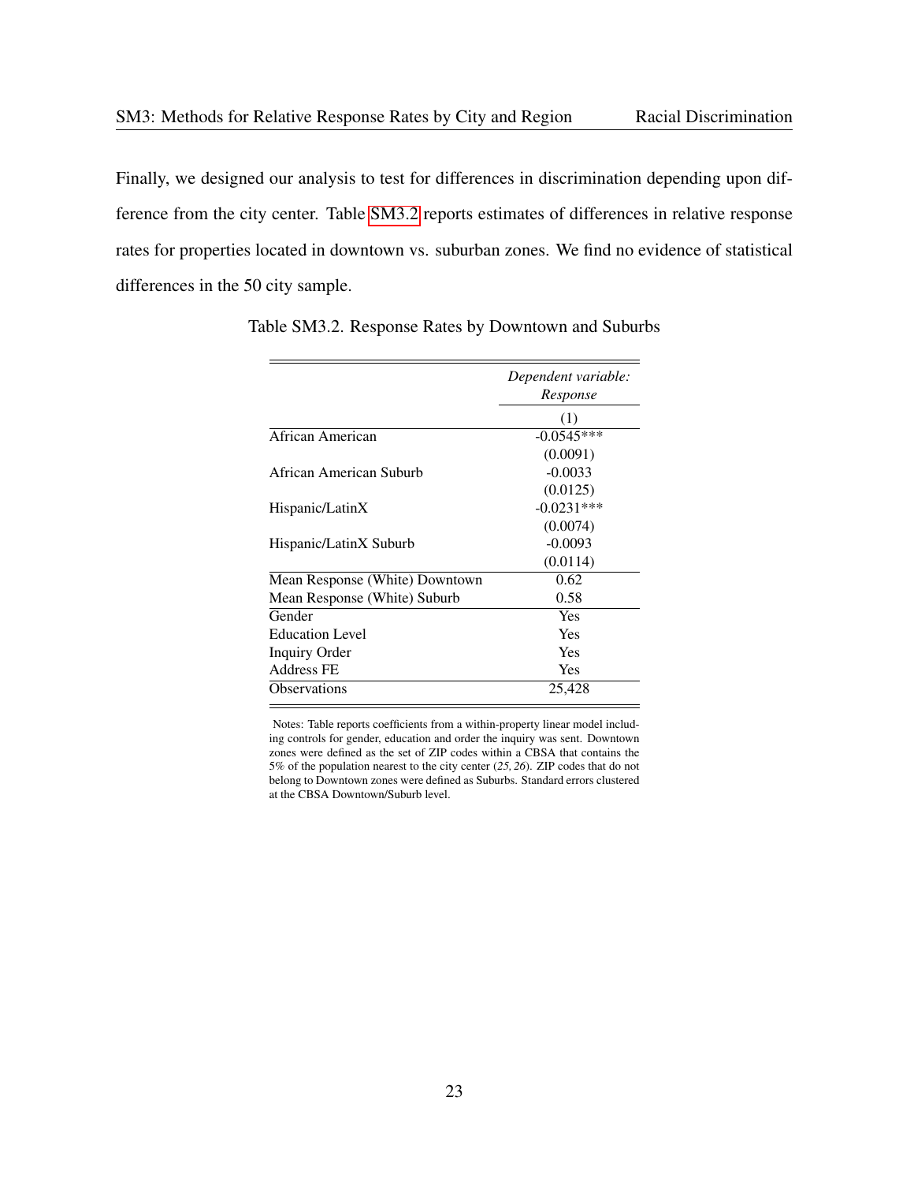Finally, we designed our analysis to test for differences in discrimination depending upon difference from the city center. Table SM3.2 reports estimates of differences in relative response rates for properties located in downtown vs. suburban zones. We find no evidence of statistical differences in the 50 city sample.

Table SM3.2. Response Rates by Downtown and Suburbs

| | *Dependent variable:* *Response* |
|---|---|
| | (1) |
| African American | -0.0545*** |
| | (0.0091) |
| African American Suburb | -0.0033 |
| | (0.0125) |
| Hispanic/LatinX | -0.0231*** |
| | (0.0074) |
| Hispanic/LatinX Suburb | -0.0093 |
| | (0.0114) |
| Mean Response (White) Downtown | 0.62 |
| Mean Response (White) Suburb | 0.58 |
| Gender | Yes |
| Education Level | Yes |
| Inquiry Order | Yes |
| Address FE | Yes |
| Observations | 25,428 |

Notes: Table reports coefficients from a within-property linear model including controls for gender, education and order the inquiry was sent. Downtown zones were defined as the set of ZIP codes within a CBSA that contains the 5% of the population nearest to the city center (*25, 26*). ZIP codes that do not belong to Downtown zones were defined as Suburbs. Standard errors clustered at the CBSA Downtown/Suburb level.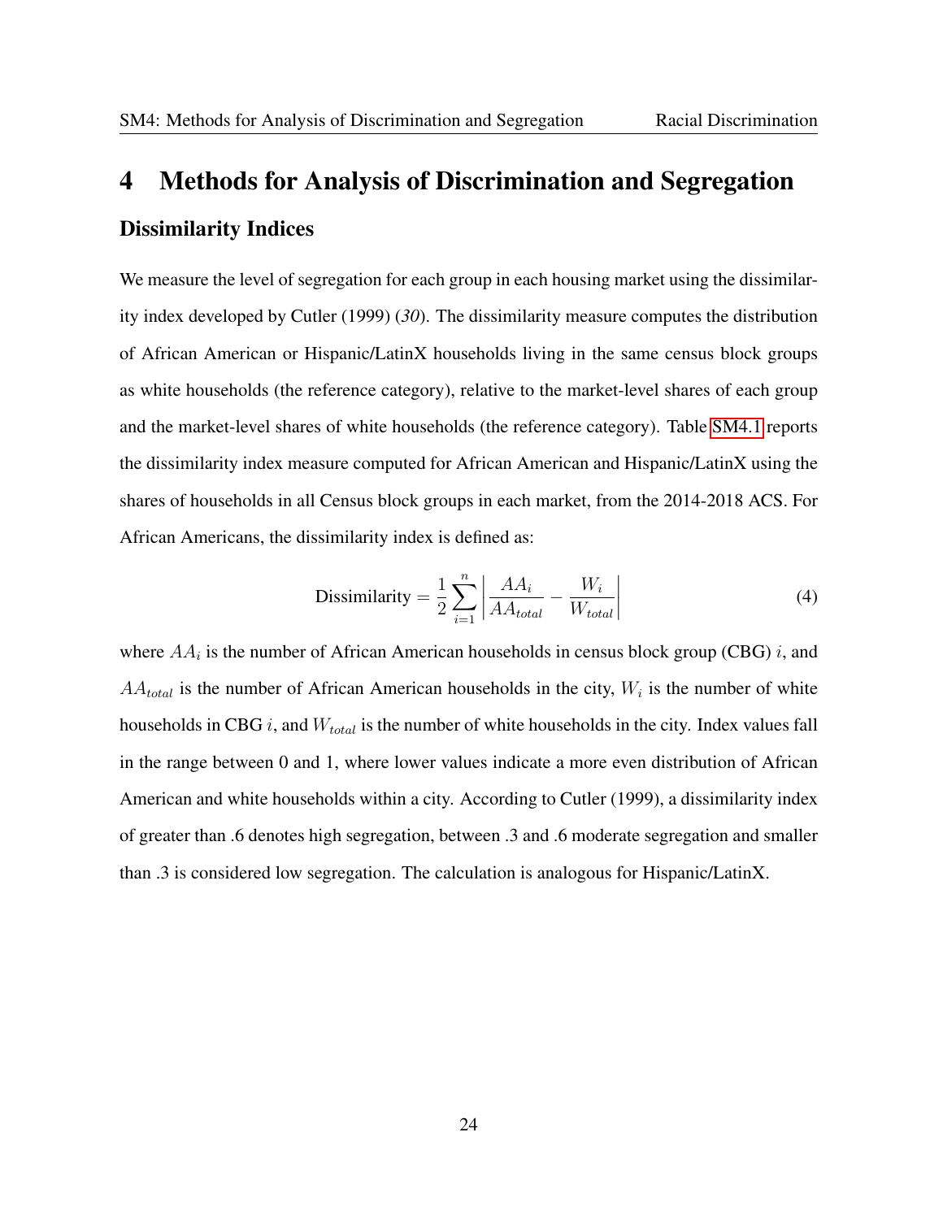# 4 Methods for Analysis of Discrimination and Segregation

## Dissimilarity Indices

We measure the level of segregation for each group in each housing market using the dissimilarity index developed by Cutler (1999) (*30*). The dissimilarity measure computes the distribution of African American or Hispanic/LatinX households living in the same census block groups as white households (the reference category), relative to the market-level shares of each group and the market-level shares of white households (the reference category). Table SM4.1 reports the dissimilarity index measure computed for African American and Hispanic/LatinX using the shares of households in all Census block groups in each market, from the 2014-2018 ACS. For African Americans, the dissimilarity index is defined as:

$$\text{Dissimilarity} = \frac{1}{2} \sum_{i=1}^{n} \left| \frac{AA_i}{AA_{total}} - \frac{W_i}{W_{total}} \right| \tag{4}$$

where $AA_i$ is the number of African American households in census block group (CBG) $i$, and $AA_{total}$ is the number of African American households in the city, $W_i$ is the number of white households in CBG $i$, and $W_{total}$ is the number of white households in the city. Index values fall in the range between 0 and 1, where lower values indicate a more even distribution of African American and white households within a city. According to Cutler (1999), a dissimilarity index of greater than .6 denotes high segregation, between .3 and .6 moderate segregation and smaller than .3 is considered low segregation. The calculation is analogous for Hispanic/LatinX.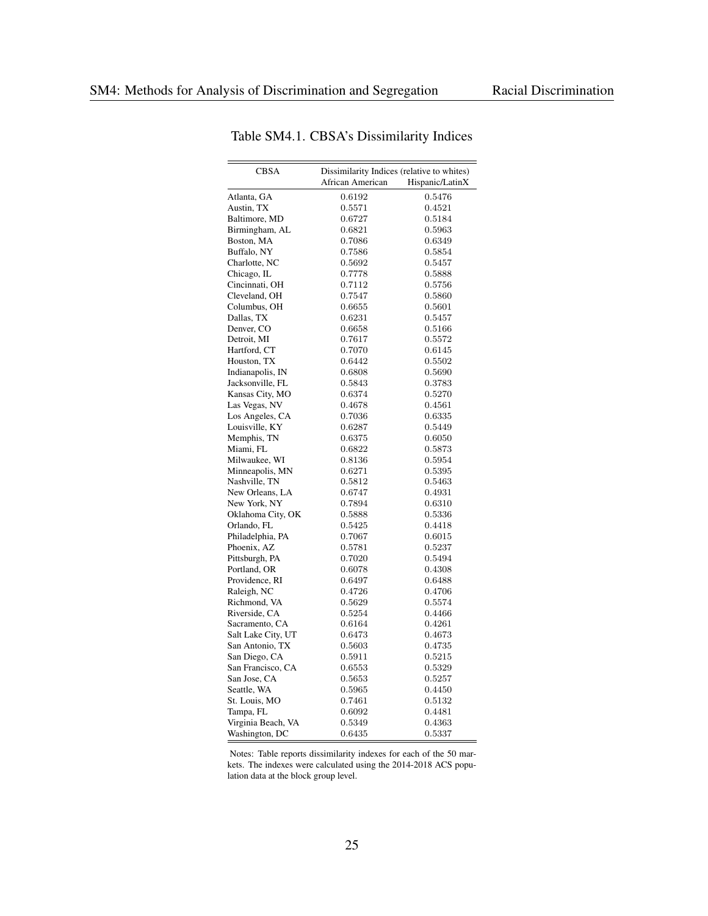Table SM4.1. CBSA's Dissimilarity Indices

| CBSA | Dissimilarity Indices (relative to whites) | |
|---|---|---|
| | African American | Hispanic/LatinX |
| Atlanta, GA | 0.6192 | 0.5476 |
| Austin, TX | 0.5571 | 0.4521 |
| Baltimore, MD | 0.6727 | 0.5184 |
| Birmingham, AL | 0.6821 | 0.5963 |
| Boston, MA | 0.7086 | 0.6349 |
| Buffalo, NY | 0.7586 | 0.5854 |
| Charlotte, NC | 0.5692 | 0.5457 |
| Chicago, IL | 0.7778 | 0.5888 |
| Cincinnati, OH | 0.7112 | 0.5756 |
| Cleveland, OH | 0.7547 | 0.5860 |
| Columbus, OH | 0.6655 | 0.5601 |
| Dallas, TX | 0.6231 | 0.5457 |
| Denver, CO | 0.6658 | 0.5166 |
| Detroit, MI | 0.7617 | 0.5572 |
| Hartford, CT | 0.7070 | 0.6145 |
| Houston, TX | 0.6442 | 0.5502 |
| Indianapolis, IN | 0.6808 | 0.5690 |
| Jacksonville, FL | 0.5843 | 0.3783 |
| Kansas City, MO | 0.6374 | 0.5270 |
| Las Vegas, NV | 0.4678 | 0.4561 |
| Los Angeles, CA | 0.7036 | 0.6335 |
| Louisville, KY | 0.6287 | 0.5449 |
| Memphis, TN | 0.6375 | 0.6050 |
| Miami, FL | 0.6822 | 0.5873 |
| Milwaukee, WI | 0.8136 | 0.5954 |
| Minneapolis, MN | 0.6271 | 0.5395 |
| Nashville, TN | 0.5812 | 0.5463 |
| New Orleans, LA | 0.6747 | 0.4931 |
| New York, NY | 0.7894 | 0.6310 |
| Oklahoma City, OK | 0.5888 | 0.5336 |
| Orlando, FL | 0.5425 | 0.4418 |
| Philadelphia, PA | 0.7067 | 0.6015 |
| Phoenix, AZ | 0.5781 | 0.5237 |
| Pittsburgh, PA | 0.7020 | 0.5494 |
| Portland, OR | 0.6078 | 0.4308 |
| Providence, RI | 0.6497 | 0.6488 |
| Raleigh, NC | 0.4726 | 0.4706 |
| Richmond, VA | 0.5629 | 0.5574 |
| Riverside, CA | 0.5254 | 0.4466 |
| Sacramento, CA | 0.6164 | 0.4261 |
| Salt Lake City, UT | 0.6473 | 0.4673 |
| San Antonio, TX | 0.5603 | 0.4735 |
| San Diego, CA | 0.5911 | 0.5215 |
| San Francisco, CA | 0.6553 | 0.5329 |
| San Jose, CA | 0.5653 | 0.5257 |
| Seattle, WA | 0.5965 | 0.4450 |
| St. Louis, MO | 0.7461 | 0.5132 |
| Tampa, FL | 0.6092 | 0.4481 |
| Virginia Beach, VA | 0.5349 | 0.4363 |
| Washington, DC | 0.6435 | 0.5337 |

Notes: Table reports dissimilarity indexes for each of the 50 markets. The indexes were calculated using the 2014-2018 ACS population data at the block group level.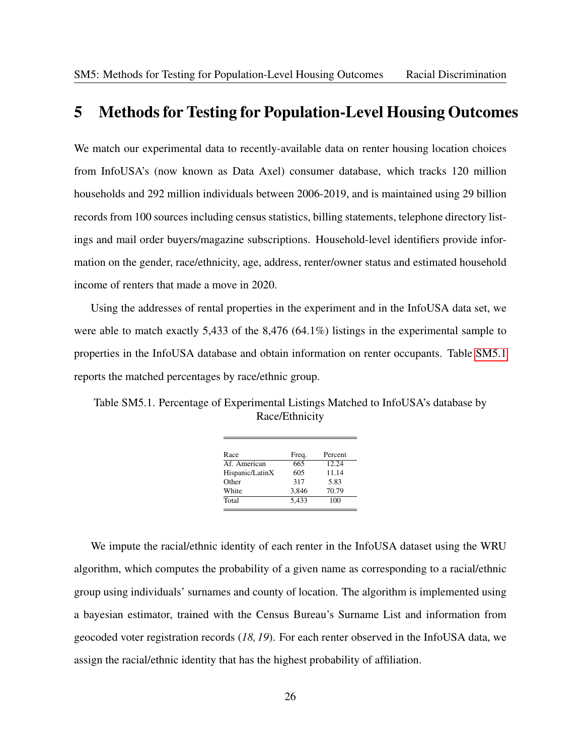# 5 Methods for Testing for Population-Level Housing Outcomes

We match our experimental data to recently-available data on renter housing location choices from InfoUSA's (now known as Data Axel) consumer database, which tracks 120 million households and 292 million individuals between 2006-2019, and is maintained using 29 billion records from 100 sources including census statistics, billing statements, telephone directory listings and mail order buyers/magazine subscriptions. Household-level identifiers provide information on the gender, race/ethnicity, age, address, renter/owner status and estimated household income of renters that made a move in 2020.

Using the addresses of rental properties in the experiment and in the InfoUSA data set, we were able to match exactly 5,433 of the 8,476 (64.1%) listings in the experimental sample to properties in the InfoUSA database and obtain information on renter occupants. Table SM5.1 reports the matched percentages by race/ethnic group.

Table SM5.1. Percentage of Experimental Listings Matched to InfoUSA's database by Race/Ethnicity

| Race | Freq. | Percent |
|---|---|---|
| Af. American | 665 | 12.24 |
| Hispanic/LatinX | 605 | 11.14 |
| Other | 317 | 5.83 |
| White | 3,846 | 70.79 |
| Total | 5,433 | 100 |

We impute the racial/ethnic identity of each renter in the InfoUSA dataset using the WRU algorithm, which computes the probability of a given name as corresponding to a racial/ethnic group using individuals' surnames and county of location. The algorithm is implemented using a bayesian estimator, trained with the Census Bureau's Surname List and information from geocoded voter registration records (*18, 19*). For each renter observed in the InfoUSA data, we assign the racial/ethnic identity that has the highest probability of affiliation.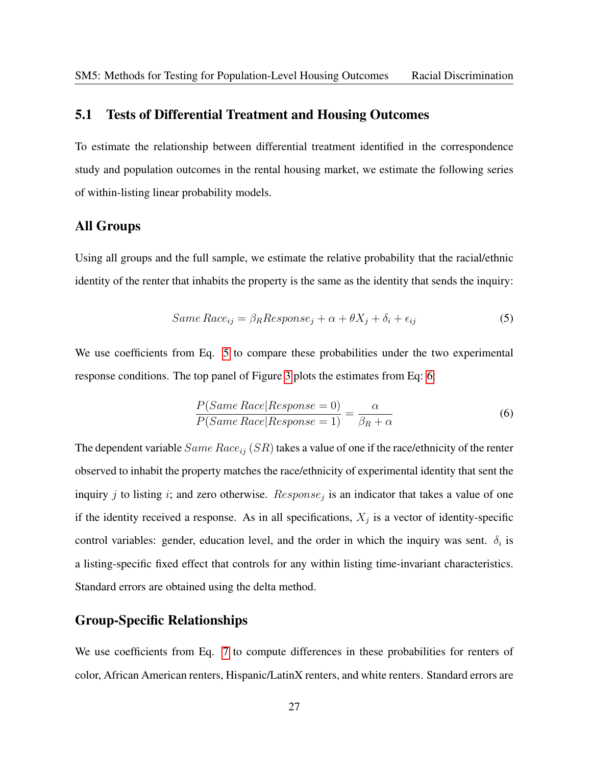## 5.1 Tests of Differential Treatment and Housing Outcomes

To estimate the relationship between differential treatment identified in the correspondence study and population outcomes in the rental housing market, we estimate the following series of within-listing linear probability models.

### All Groups

Using all groups and the full sample, we estimate the relative probability that the racial/ethnic identity of the renter that inhabits the property is the same as the identity that sends the inquiry:

$$Same\,Race_{ij} = \beta_R Response_j + \alpha + \theta X_j + \delta_i + \epsilon_{ij} \tag{5}$$

We use coefficients from Eq. 5 to compare these probabilities under the two experimental response conditions. The top panel of Figure 3 plots the estimates from Eq: 6:

$$\frac{P(Same\,Race|Response = 0)}{P(Same\,Race|Response = 1)} = \frac{\alpha}{\beta_R + \alpha} \tag{6}$$

The dependent variable $Same\,Race_{ij}$ $(SR)$ takes a value of one if the race/ethnicity of the renter observed to inhabit the property matches the race/ethnicity of experimental identity that sent the inquiry $j$ to listing $i$; and zero otherwise. $Response_j$ is an indicator that takes a value of one if the identity received a response. As in all specifications, $X_j$ is a vector of identity-specific control variables: gender, education level, and the order in which the inquiry was sent. $\delta_i$ is a listing-specific fixed effect that controls for any within listing time-invariant characteristics. Standard errors are obtained using the delta method.

### Group-Specific Relationships

We use coefficients from Eq. 7 to compute differences in these probabilities for renters of color, African American renters, Hispanic/LatinX renters, and white renters. Standard errors are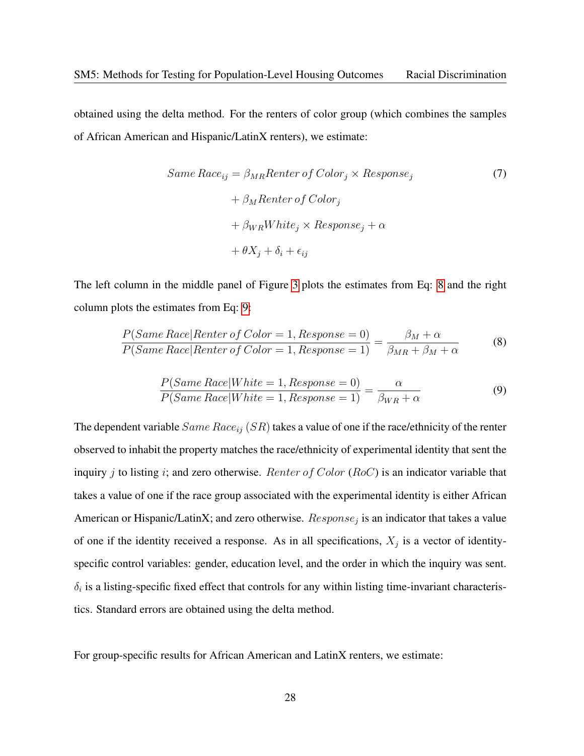obtained using the delta method. For the renters of color group (which combines the samples of African American and Hispanic/LatinX renters), we estimate:

$$
\begin{aligned}
Same\,Race_{ij} = {} & \beta_{MR} Renter\,of\,Color_j \times Response_j \\
& + \beta_M Renter\,of\,Color_j \\
& + \beta_{WR} White_j \times Response_j + \alpha \\
& + \theta X_j + \delta_i + \epsilon_{ij}
\end{aligned} \tag{7}
$$

The left column in the middle panel of Figure 3 plots the estimates from Eq: 8 and the right column plots the estimates from Eq: 9:

$$
\frac{P(Same\,Race|Renter\,of\,Color = 1, Response = 0)}{P(Same\,Race|Renter\,of\,Color = 1, Response = 1)} = \frac{\beta_M + \alpha}{\beta_{MR} + \beta_M + \alpha} \tag{8}
$$

$$
\frac{P(Same\,Race|White = 1, Response = 0)}{P(Same\,Race|White = 1, Response = 1)} = \frac{\alpha}{\beta_{WR} + \alpha} \tag{9}
$$

The dependent variable $Same\,Race_{ij}$ $(SR)$ takes a value of one if the race/ethnicity of the renter observed to inhabit the property matches the race/ethnicity of experimental identity that sent the inquiry $j$ to listing $i$; and zero otherwise. $Renter\,of\,Color$ $(RoC)$ is an indicator variable that takes a value of one if the race group associated with the experimental identity is either African American or Hispanic/LatinX; and zero otherwise. $Response_j$ is an indicator that takes a value of one if the identity received a response. As in all specifications, $X_j$ is a vector of identity-specific control variables: gender, education level, and the order in which the inquiry was sent. $\delta_i$ is a listing-specific fixed effect that controls for any within listing time-invariant characteristics. Standard errors are obtained using the delta method.

For group-specific results for African American and LatinX renters, we estimate: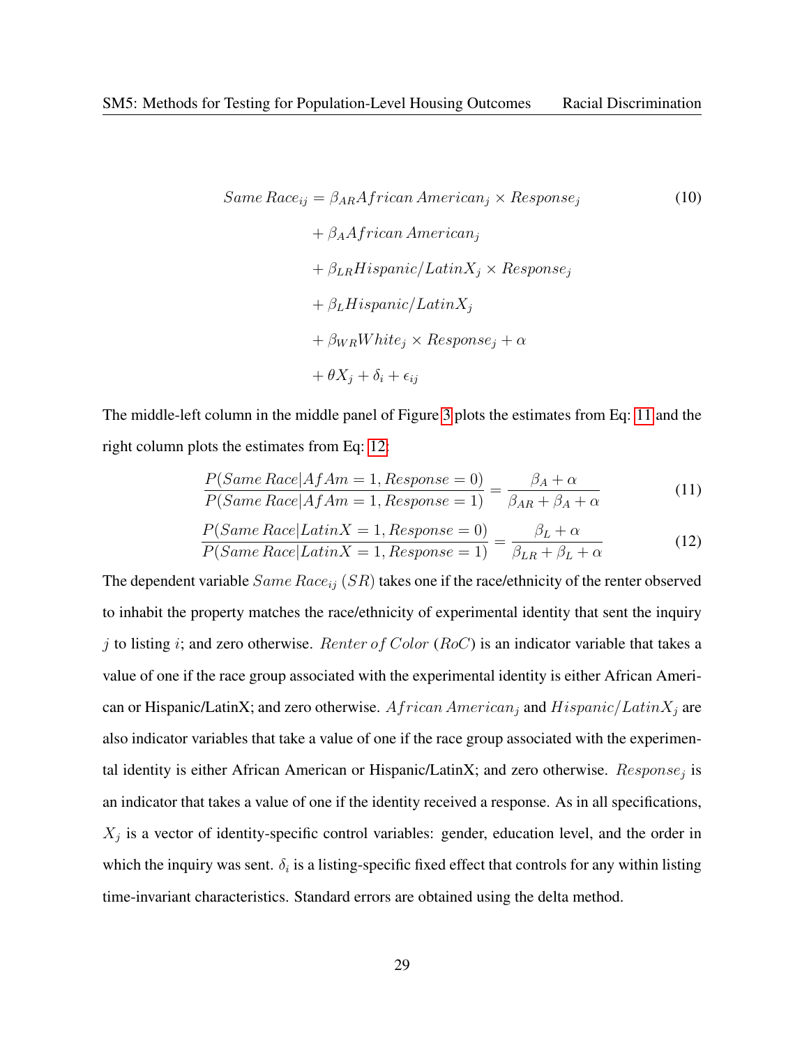$$
\begin{aligned}
Same\,Race_{ij} = &\ \beta_{AR} African\,American_j \times Response_j \\
&+ \beta_A African\,American_j \\
&+ \beta_{LR} Hispanic/LatinX_j \times Response_j \\
&+ \beta_L Hispanic/LatinX_j \\
&+ \beta_{WR} White_j \times Response_j + \alpha \\
&+ \theta X_j + \delta_i + \epsilon_{ij}
\end{aligned} \tag{10}
$$

The middle-left column in the middle panel of Figure 3 plots the estimates from Eq: 11 and the right column plots the estimates from Eq: 12:

$$
\frac{P(Same\,Race|AfAm = 1, Response = 0)}{P(Same\,Race|AfAm = 1, Response = 1)} = \frac{\beta_A + \alpha}{\beta_{AR} + \beta_A + \alpha} \tag{11}
$$

$$
\frac{P(Same\,Race|LatinX = 1, Response = 0)}{P(Same\,Race|LatinX = 1, Response = 1)} = \frac{\beta_L + \alpha}{\beta_{LR} + \beta_L + \alpha} \tag{12}
$$

The dependent variable $Same\,Race_{ij}$ ($SR$) takes one if the race/ethnicity of the renter observed to inhabit the property matches the race/ethnicity of experimental identity that sent the inquiry $j$ to listing $i$; and zero otherwise. $Renter\,of\,Color$ ($RoC$) is an indicator variable that takes a value of one if the race group associated with the experimental identity is either African American or Hispanic/LatinX; and zero otherwise. $African\,American_j$ and $Hispanic/LatinX_j$ are also indicator variables that take a value of one if the race group associated with the experimental identity is either African American or Hispanic/LatinX; and zero otherwise. $Response_j$ is an indicator that takes a value of one if the identity received a response. As in all specifications, $X_j$ is a vector of identity-specific control variables: gender, education level, and the order in which the inquiry was sent. $\delta_i$ is a listing-specific fixed effect that controls for any within listing time-invariant characteristics. Standard errors are obtained using the delta method.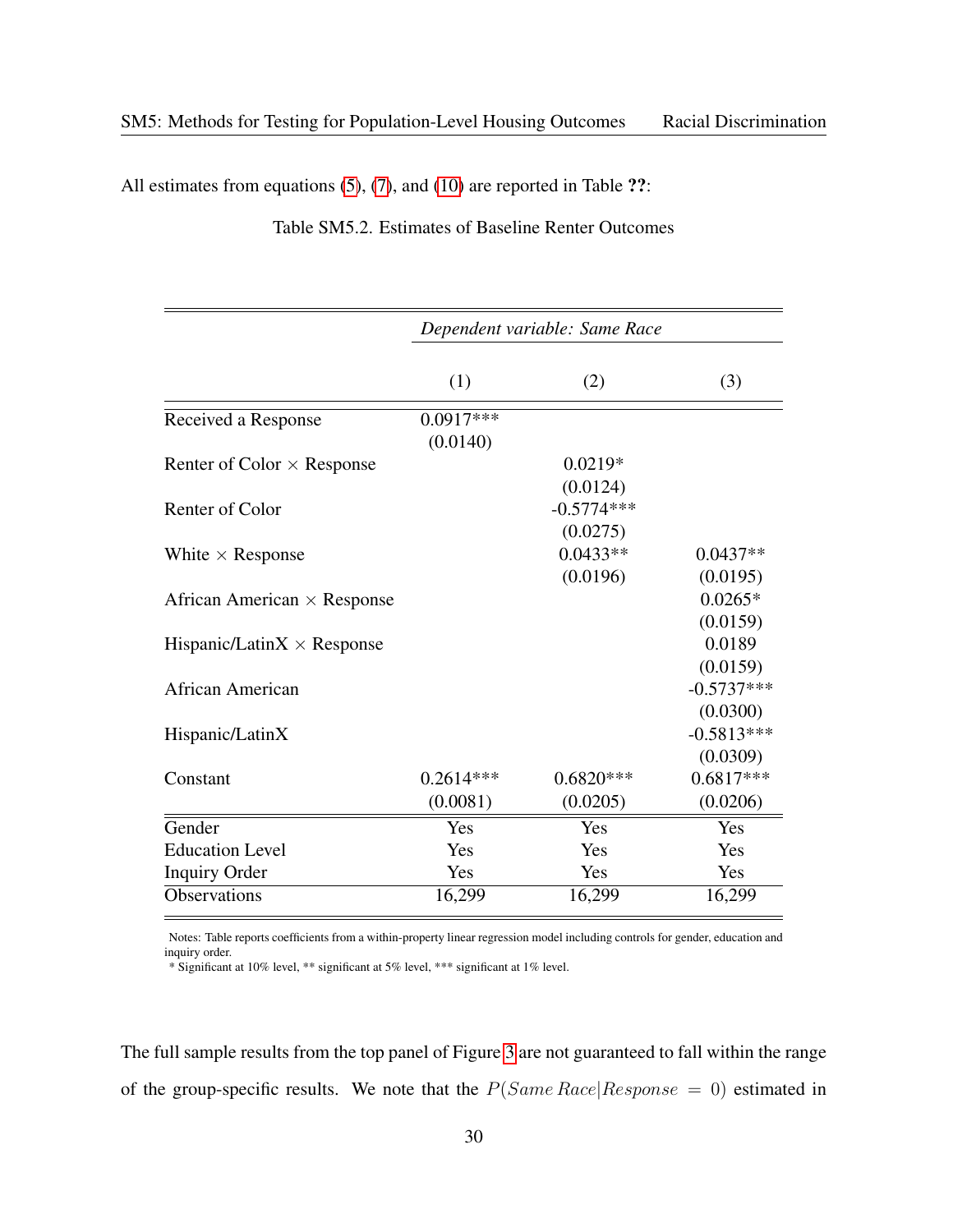All estimates from equations (5), (7), and (10) are reported in Table **??**:

Table SM5.2. Estimates of Baseline Renter Outcomes

| | *Dependent variable: Same Race* | | |
|---|---|---|---|
| | (1) | (2) | (3) |
| Received a Response | 0.0917*** | | |
| | (0.0140) | | |
| Renter of Color × Response | | 0.0219* | |
| | | (0.0124) | |
| Renter of Color | | -0.5774*** | |
| | | (0.0275) | |
| White × Response | | 0.0433** | 0.0437** |
| | | (0.0196) | (0.0195) |
| African American × Response | | | 0.0265* |
| | | | (0.0159) |
| Hispanic/LatinX × Response | | | 0.0189 |
| | | | (0.0159) |
| African American | | | -0.5737*** |
| | | | (0.0300) |
| Hispanic/LatinX | | | -0.5813*** |
| | | | (0.0309) |
| Constant | 0.2614*** | 0.6820*** | 0.6817*** |
| | (0.0081) | (0.0205) | (0.0206) |
| Gender | Yes | Yes | Yes |
| Education Level | Yes | Yes | Yes |
| Inquiry Order | Yes | Yes | Yes |
| Observations | 16,299 | 16,299 | 16,299 |

Notes: Table reports coefficients from a within-property linear regression model including controls for gender, education and inquiry order.
* Significant at 10% level, ** significant at 5% level, *** significant at 1% level.

The full sample results from the top panel of Figure 3 are not guaranteed to fall within the range of the group-specific results. We note that the $P(Same\,Race|Response = 0)$ estimated in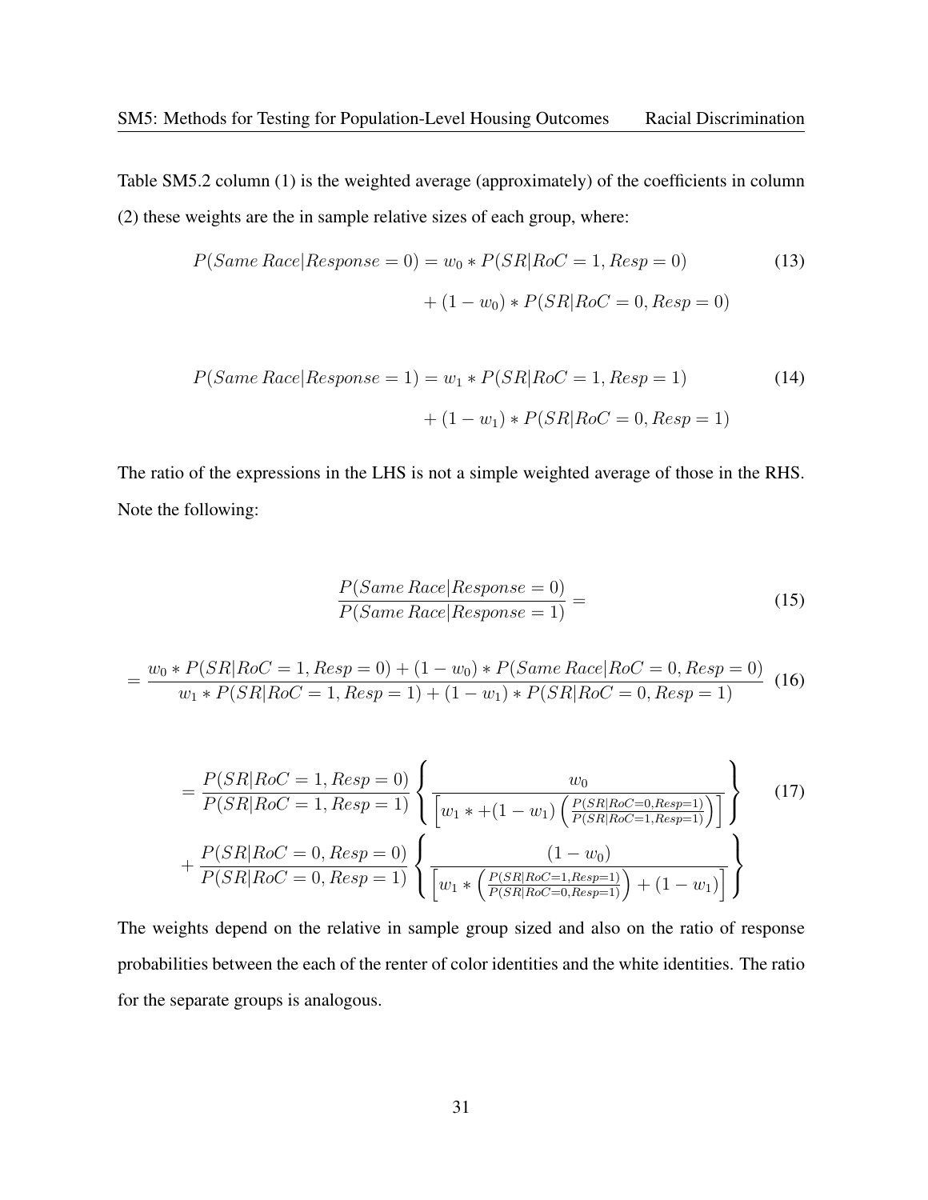Table SM5.2 column (1) is the weighted average (approximately) of the coefficients in column (2) these weights are the in sample relative sizes of each group, where:

$$
\begin{aligned}
P(Same\,Race|Response = 0) = & \; w_0 * P(SR|RoC = 1, Resp = 0) \\
& + (1 - w_0) * P(SR|RoC = 0, Resp = 0)
\end{aligned} \tag{13}
$$

$$
\begin{aligned}
P(Same\,Race|Response = 1) = & \; w_1 * P(SR|RoC = 1, Resp = 1) \\
& + (1 - w_1) * P(SR|RoC = 0, Resp = 1)
\end{aligned} \tag{14}
$$

The ratio of the expressions in the LHS is not a simple weighted average of those in the RHS. Note the following:

$$
\frac{P(Same\,Race|Response = 0)}{P(Same\,Race|Response = 1)} = \tag{15}
$$

$$
= \frac{w_0 * P(SR|RoC = 1, Resp = 0) + (1 - w_0) * P(Same\,Race|RoC = 0, Resp = 0)}{w_1 * P(SR|RoC = 1, Resp = 1) + (1 - w_1) * P(SR|RoC = 0, Resp = 1)} \tag{16}
$$

$$
\begin{aligned}
= & \frac{P(SR|RoC = 1, Resp = 0)}{P(SR|RoC = 1, Resp = 1)} \left\{ \frac{w_0}{\left[ w_1 * + (1 - w_1) \left( \frac{P(SR|RoC=0, Resp=1)}{P(SR|RoC=1, Resp=1)} \right) \right]} \right\} \\
& + \frac{P(SR|RoC = 0, Resp = 0)}{P(SR|RoC = 0, Resp = 1)} \left\{ \frac{(1 - w_0)}{\left[ w_1 * \left( \frac{P(SR|RoC=1, Resp=1)}{P(SR|RoC=0, Resp=1)} \right) + (1 - w_1) \right]} \right\}
\end{aligned} \tag{17}
$$

The weights depend on the relative in sample group sized and also on the ratio of response probabilities between the each of the renter of color identities and the white identities. The ratio for the separate groups is analogous.